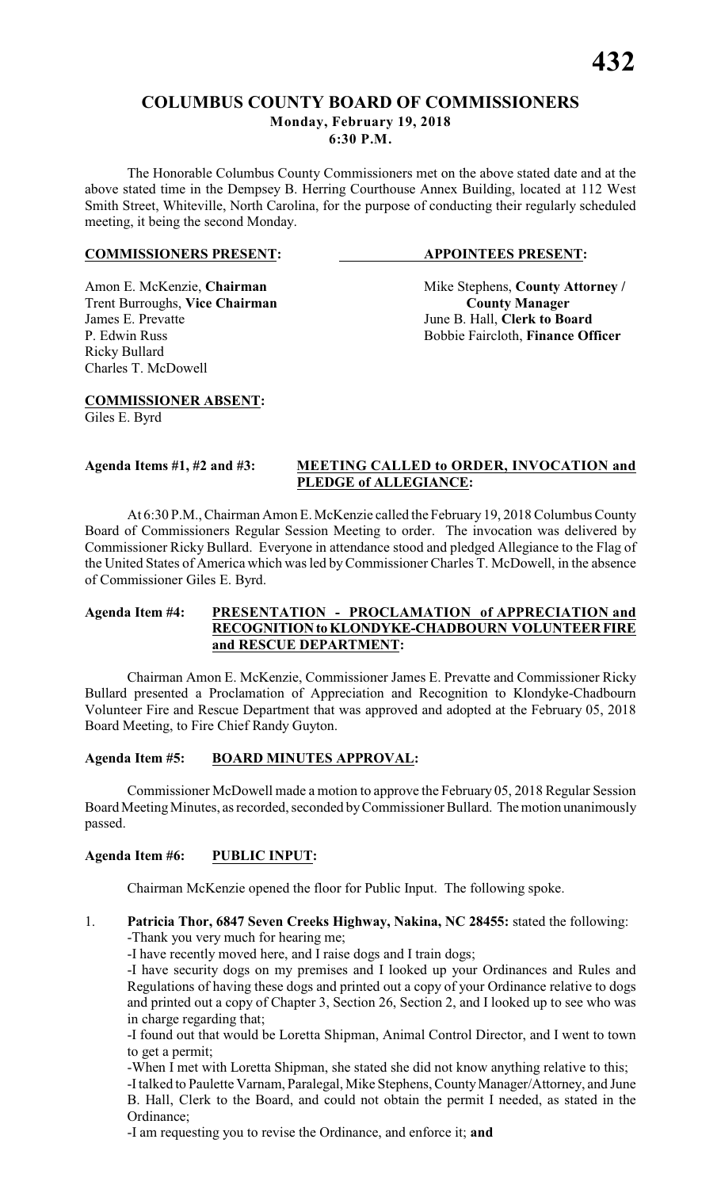# COLUMBUS COUNTY BOARD OF COMMISSIONERS

**Monday, February 19, 2018**
**6:30 P.M.**

The Honorable Columbus County Commissioners met on the above stated date and at the above stated time in the Dempsey B. Herring Courthouse Annex Building, located at 112 West Smith Street, Whiteville, North Carolina, for the purpose of conducting their regularly scheduled meeting, it being the second Monday.

| **COMMISSIONERS PRESENT:** | **APPOINTEES PRESENT:** |
|---|---|
| Amon E. McKenzie, **Chairman** | Mike Stephens, **County Attorney / County Manager** |
| Trent Burroughs, **Vice Chairman** | |
| James E. Prevatte | June B. Hall, **Clerk to Board** |
| P. Edwin Russ | Bobbie Faircloth, **Finance Officer** |
| Ricky Bullard | |
| Charles T. McDowell | |

**COMMISSIONER ABSENT:**
Giles E. Byrd

## Agenda Items #1, #2 and #3: MEETING CALLED to ORDER, INVOCATION and PLEDGE of ALLEGIANCE:

At 6:30 P.M., Chairman Amon E. McKenzie called the February 19, 2018 Columbus County Board of Commissioners Regular Session Meeting to order. The invocation was delivered by Commissioner Ricky Bullard. Everyone in attendance stood and pledged Allegiance to the Flag of the United States of America which was led by Commissioner Charles T. McDowell, in the absence of Commissioner Giles E. Byrd.

## Agenda Item #4: PRESENTATION - PROCLAMATION of APPRECIATION and RECOGNITION to KLONDYKE-CHADBOURN VOLUNTEER FIRE and RESCUE DEPARTMENT:

Chairman Amon E. McKenzie, Commissioner James E. Prevatte and Commissioner Ricky Bullard presented a Proclamation of Appreciation and Recognition to Klondyke-Chadbourn Volunteer Fire and Rescue Department that was approved and adopted at the February 05, 2018 Board Meeting, to Fire Chief Randy Guyton.

## Agenda Item #5: BOARD MINUTES APPROVAL:

Commissioner McDowell made a motion to approve the February 05, 2018 Regular Session Board Meeting Minutes, as recorded, seconded by Commissioner Bullard. The motion unanimously passed.

## Agenda Item #6: PUBLIC INPUT:

Chairman McKenzie opened the floor for Public Input. The following spoke.

1. **Patricia Thor, 6847 Seven Creeks Highway, Nakina, NC 28455:** stated the following:
   -Thank you very much for hearing me;
   -I have recently moved here, and I raise dogs and I train dogs;
   -I have security dogs on my premises and I looked up your Ordinances and Rules and Regulations of having these dogs and printed out a copy of your Ordinance relative to dogs and printed out a copy of Chapter 3, Section 26, Section 2, and I looked up to see who was in charge regarding that;
   -I found out that would be Loretta Shipman, Animal Control Director, and I went to town to get a permit;
   -When I met with Loretta Shipman, she stated she did not know anything relative to this;
   -I talked to Paulette Varnam, Paralegal, Mike Stephens, County Manager/Attorney, and June B. Hall, Clerk to the Board, and could not obtain the permit I needed, as stated in the Ordinance;
   -I am requesting you to revise the Ordinance, and enforce it; **and**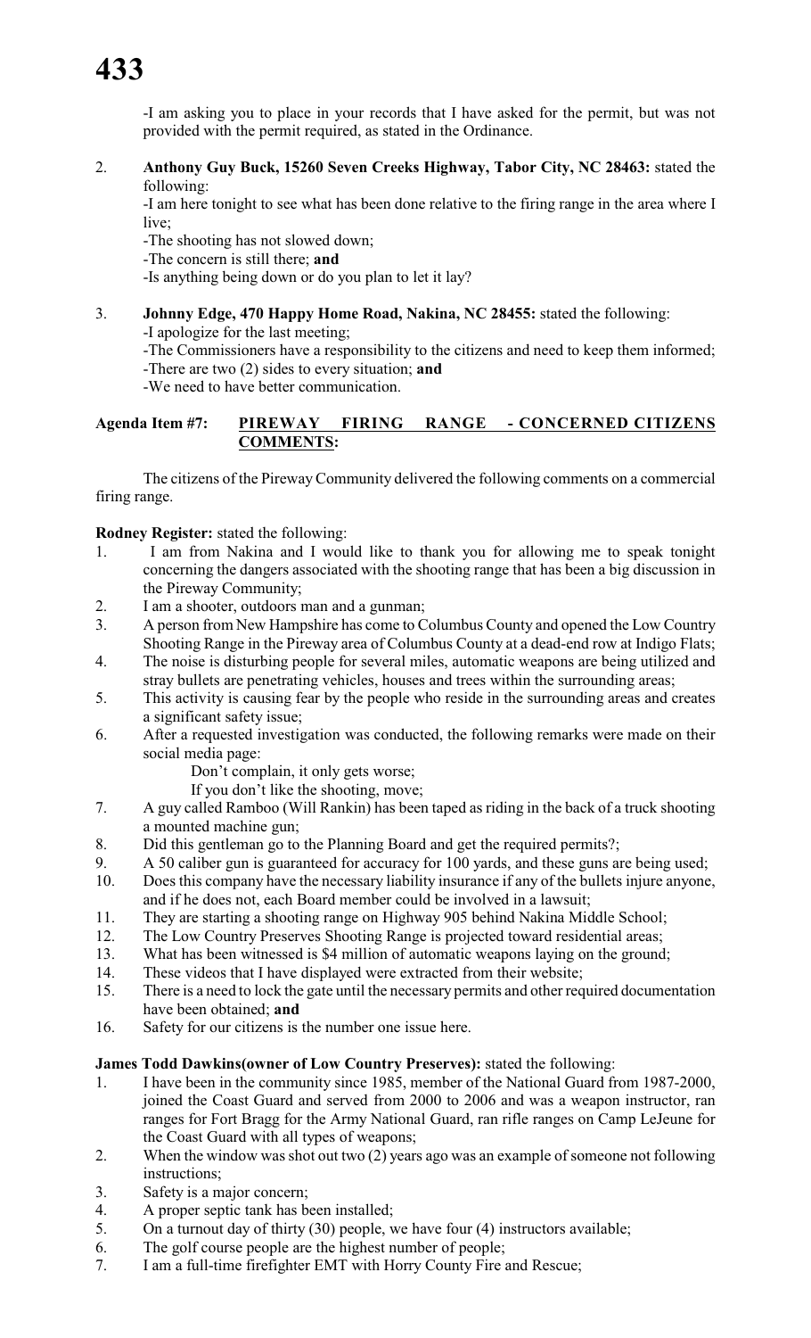-I am asking you to place in your records that I have asked for the permit, but was not provided with the permit required, as stated in the Ordinance.

2. **Anthony Guy Buck, 15260 Seven Creeks Highway, Tabor City, NC 28463:** stated the following:

   -I am here tonight to see what has been done relative to the firing range in the area where I live;

   -The shooting has not slowed down;

   -The concern is still there; **and**

   -Is anything being down or do you plan to let it lay?

3. **Johnny Edge, 470 Happy Home Road, Nakina, NC 28455:** stated the following:

   -I apologize for the last meeting;

   -The Commissioners have a responsibility to the citizens and need to keep them informed;

   -There are two (2) sides to every situation; **and**

   -We need to have better communication.

**Agenda Item #7: PIREWAY FIRING RANGE - CONCERNED CITIZENS COMMENTS:**

The citizens of the Pireway Community delivered the following comments on a commercial firing range.

**Rodney Register:** stated the following:

1. I am from Nakina and I would like to thank you for allowing me to speak tonight concerning the dangers associated with the shooting range that has been a big discussion in the Pireway Community;
2. I am a shooter, outdoors man and a gunman;
3. A person from New Hampshire has come to Columbus County and opened the Low Country Shooting Range in the Pireway area of Columbus County at a dead-end row at Indigo Flats;
4. The noise is disturbing people for several miles, automatic weapons are being utilized and stray bullets are penetrating vehicles, houses and trees within the surrounding areas;
5. This activity is causing fear by the people who reside in the surrounding areas and creates a significant safety issue;
6. After a requested investigation was conducted, the following remarks were made on their social media page:

   Don't complain, it only gets worse;

   If you don't like the shooting, move;
7. A guy called Ramboo (Will Rankin) has been taped as riding in the back of a truck shooting a mounted machine gun;
8. Did this gentleman go to the Planning Board and get the required permits?;
9. A 50 caliber gun is guaranteed for accuracy for 100 yards, and these guns are being used;
10. Does this company have the necessary liability insurance if any of the bullets injure anyone, and if he does not, each Board member could be involved in a lawsuit;
11. They are starting a shooting range on Highway 905 behind Nakina Middle School;
12. The Low Country Preserves Shooting Range is projected toward residential areas;
13. What has been witnessed is $4 million of automatic weapons laying on the ground;
14. These videos that I have displayed were extracted from their website;
15. There is a need to lock the gate until the necessary permits and other required documentation have been obtained; **and**
16. Safety for our citizens is the number one issue here.

**James Todd Dawkins(owner of Low Country Preserves):** stated the following:

1. I have been in the community since 1985, member of the National Guard from 1987-2000, joined the Coast Guard and served from 2000 to 2006 and was a weapon instructor, ran ranges for Fort Bragg for the Army National Guard, ran rifle ranges on Camp LeJeune for the Coast Guard with all types of weapons;
2. When the window was shot out two (2) years ago was an example of someone not following instructions;
3. Safety is a major concern;
4. A proper septic tank has been installed;
5. On a turnout day of thirty (30) people, we have four (4) instructors available;
6. The golf course people are the highest number of people;
7. I am a full-time firefighter EMT with Horry County Fire and Rescue;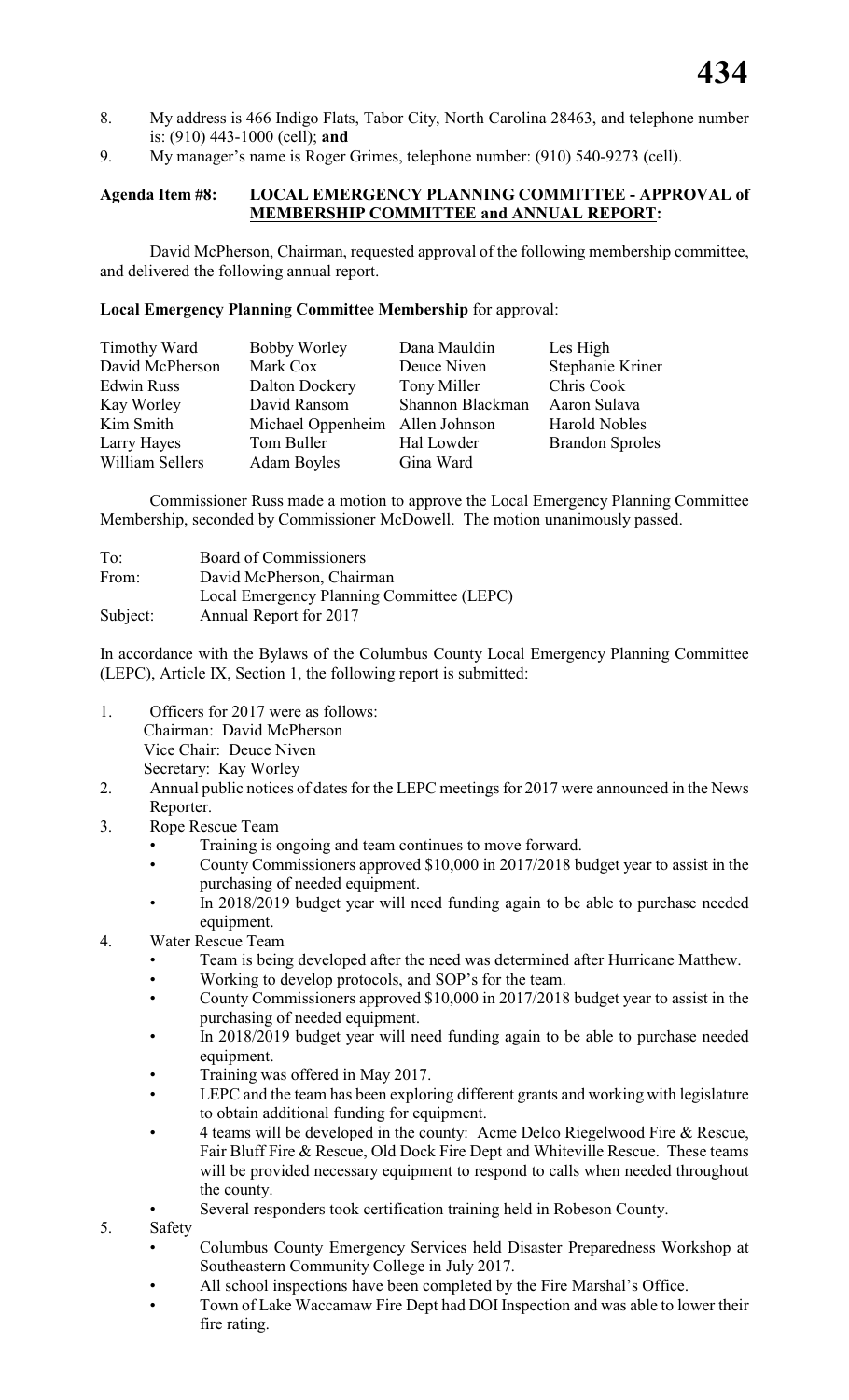8. My address is 466 Indigo Flats, Tabor City, North Carolina 28463, and telephone number is: (910) 443-1000 (cell); **and**
9. My manager's name is Roger Grimes, telephone number: (910) 540-9273 (cell).

**Agenda Item #8: LOCAL EMERGENCY PLANNING COMMITTEE - APPROVAL of MEMBERSHIP COMMITTEE and ANNUAL REPORT:**

David McPherson, Chairman, requested approval of the following membership committee, and delivered the following annual report.

**Local Emergency Planning Committee Membership** for approval:

| | | | |
|---|---|---|---|
| Timothy Ward | Bobby Worley | Dana Mauldin | Les High |
| David McPherson | Mark Cox | Deuce Niven | Stephanie Kriner |
| Edwin Russ | Dalton Dockery | Tony Miller | Chris Cook |
| Kay Worley | David Ransom | Shannon Blackman | Aaron Sulava |
| Kim Smith | Michael Oppenheim | Allen Johnson | Harold Nobles |
| Larry Hayes | Tom Buller | Hal Lowder | Brandon Sproles |
| William Sellers | Adam Boyles | Gina Ward | |

Commissioner Russ made a motion to approve the Local Emergency Planning Committee Membership, seconded by Commissioner McDowell. The motion unanimously passed.

| | |
|---|---|
| To: | Board of Commissioners |
| From: | David McPherson, Chairman<br>Local Emergency Planning Committee (LEPC) |
| Subject: | Annual Report for 2017 |

In accordance with the Bylaws of the Columbus County Local Emergency Planning Committee (LEPC), Article IX, Section 1, the following report is submitted:

1. Officers for 2017 were as follows:
   Chairman: David McPherson
   Vice Chair: Deuce Niven
   Secretary: Kay Worley
2. Annual public notices of dates for the LEPC meetings for 2017 were announced in the News Reporter.
3. Rope Rescue Team
   - Training is ongoing and team continues to move forward.
   - County Commissioners approved $10,000 in 2017/2018 budget year to assist in the purchasing of needed equipment.
   - In 2018/2019 budget year will need funding again to be able to purchase needed equipment.
4. Water Rescue Team
   - Team is being developed after the need was determined after Hurricane Matthew.
   - Working to develop protocols, and SOP's for the team.
   - County Commissioners approved $10,000 in 2017/2018 budget year to assist in the purchasing of needed equipment.
   - In 2018/2019 budget year will need funding again to be able to purchase needed equipment.
   - Training was offered in May 2017.
   - LEPC and the team has been exploring different grants and working with legislature to obtain additional funding for equipment.
   - 4 teams will be developed in the county: Acme Delco Riegelwood Fire & Rescue, Fair Bluff Fire & Rescue, Old Dock Fire Dept and Whiteville Rescue. These teams will be provided necessary equipment to respond to calls when needed throughout the county.
   - Several responders took certification training held in Robeson County.
5. Safety
   - Columbus County Emergency Services held Disaster Preparedness Workshop at Southeastern Community College in July 2017.
   - All school inspections have been completed by the Fire Marshal's Office.
   - Town of Lake Waccamaw Fire Dept had DOI Inspection and was able to lower their fire rating.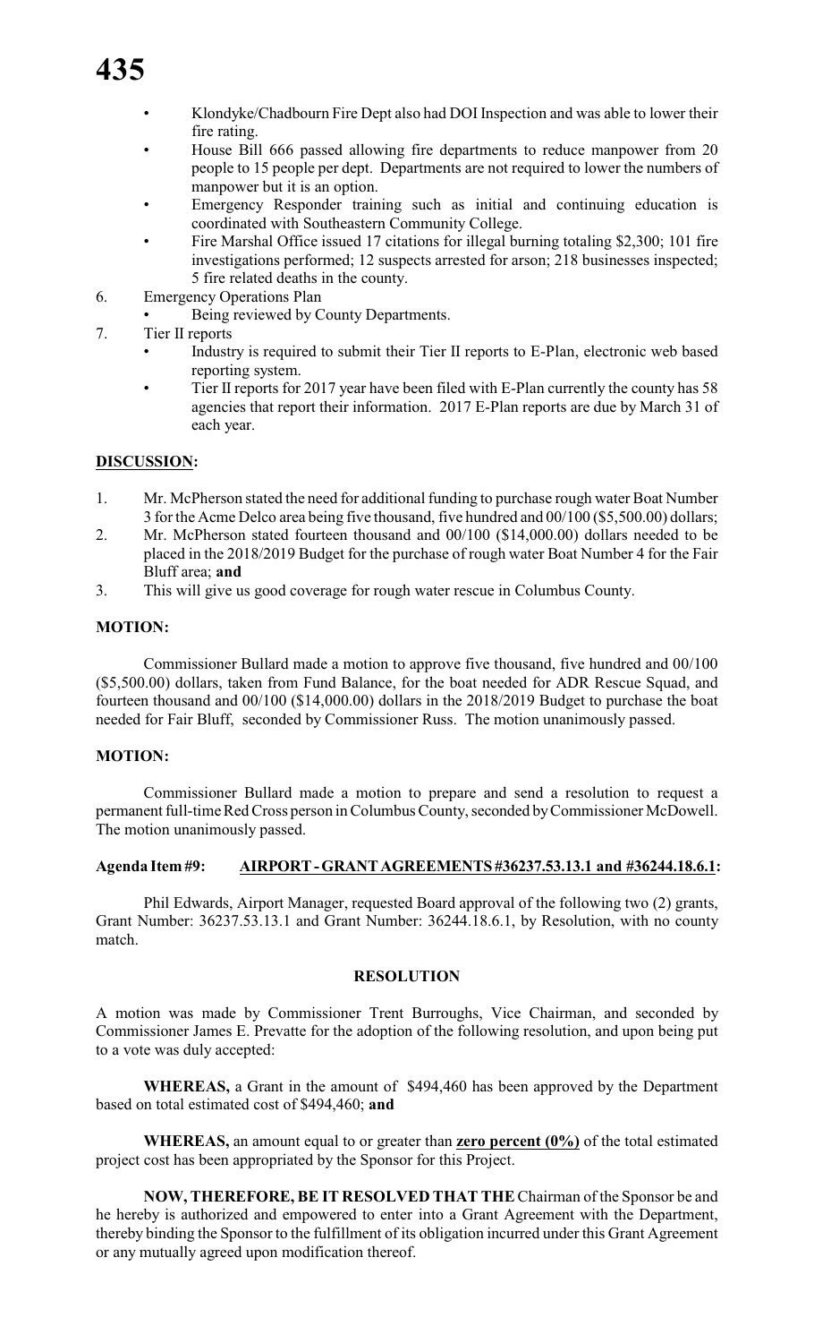- Klondyke/Chadbourn Fire Dept also had DOI Inspection and was able to lower their fire rating.
- House Bill 666 passed allowing fire departments to reduce manpower from 20 people to 15 people per dept. Departments are not required to lower the numbers of manpower but it is an option.
- Emergency Responder training such as initial and continuing education is coordinated with Southeastern Community College.
- Fire Marshal Office issued 17 citations for illegal burning totaling $2,300; 101 fire investigations performed; 12 suspects arrested for arson; 218 businesses inspected; 5 fire related deaths in the county.

6. Emergency Operations Plan
   - Being reviewed by County Departments.
7. Tier II reports
   - Industry is required to submit their Tier II reports to E-Plan, electronic web based reporting system.
   - Tier II reports for 2017 year have been filed with E-Plan currently the county has 58 agencies that report their information. 2017 E-Plan reports are due by March 31 of each year.

**DISCUSSION:**

1. Mr. McPherson stated the need for additional funding to purchase rough water Boat Number 3 for the Acme Delco area being five thousand, five hundred and 00/100 ($5,500.00) dollars;
2. Mr. McPherson stated fourteen thousand and 00/100 ($14,000.00) dollars needed to be placed in the 2018/2019 Budget for the purchase of rough water Boat Number 4 for the Fair Bluff area; **and**
3. This will give us good coverage for rough water rescue in Columbus County.

**MOTION:**

Commissioner Bullard made a motion to approve five thousand, five hundred and 00/100 ($5,500.00) dollars, taken from Fund Balance, for the boat needed for ADR Rescue Squad, and fourteen thousand and 00/100 ($14,000.00) dollars in the 2018/2019 Budget to purchase the boat needed for Fair Bluff, seconded by Commissioner Russ. The motion unanimously passed.

**MOTION:**

Commissioner Bullard made a motion to prepare and send a resolution to request a permanent full-time Red Cross person in Columbus County, seconded by Commissioner McDowell. The motion unanimously passed.

**Agenda Item #9: AIRPORT - GRANT AGREEMENTS #36237.53.13.1 and #36244.18.6.1:**

Phil Edwards, Airport Manager, requested Board approval of the following two (2) grants, Grant Number: 36237.53.13.1 and Grant Number: 36244.18.6.1, by Resolution, with no county match.

**RESOLUTION**

A motion was made by Commissioner Trent Burroughs, Vice Chairman, and seconded by Commissioner James E. Prevatte for the adoption of the following resolution, and upon being put to a vote was duly accepted:

**WHEREAS,** a Grant in the amount of $494,460 has been approved by the Department based on total estimated cost of $494,460; **and**

**WHEREAS,** an amount equal to or greater than **zero percent (0%)** of the total estimated project cost has been appropriated by the Sponsor for this Project.

**NOW, THEREFORE, BE IT RESOLVED THAT THE** Chairman of the Sponsor be and he hereby is authorized and empowered to enter into a Grant Agreement with the Department, thereby binding the Sponsor to the fulfillment of its obligation incurred under this Grant Agreement or any mutually agreed upon modification thereof.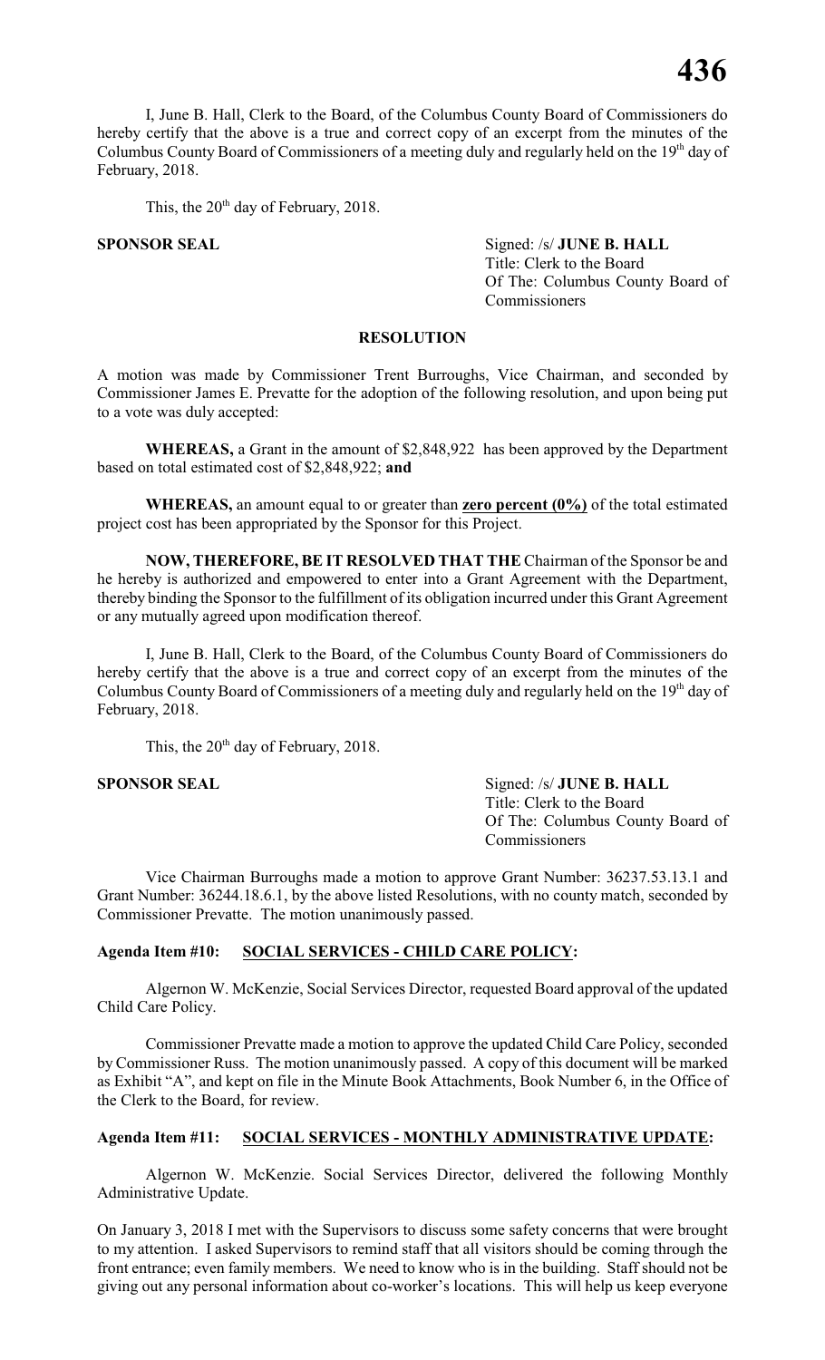I, June B. Hall, Clerk to the Board, of the Columbus County Board of Commissioners do hereby certify that the above is a true and correct copy of an excerpt from the minutes of the Columbus County Board of Commissioners of a meeting duly and regularly held on the 19th day of February, 2018.

This, the 20th day of February, 2018.

**SPONSOR SEAL**

Signed: /s/ **JUNE B. HALL**
Title: Clerk to the Board
Of The: Columbus County Board of Commissioners

## RESOLUTION

A motion was made by Commissioner Trent Burroughs, Vice Chairman, and seconded by Commissioner James E. Prevatte for the adoption of the following resolution, and upon being put to a vote was duly accepted:

**WHEREAS,** a Grant in the amount of $2,848,922 has been approved by the Department based on total estimated cost of $2,848,922; **and**

**WHEREAS,** an amount equal to or greater than **zero percent (0%)** of the total estimated project cost has been appropriated by the Sponsor for this Project.

**NOW, THEREFORE, BE IT RESOLVED THAT THE** Chairman of the Sponsor be and he hereby is authorized and empowered to enter into a Grant Agreement with the Department, thereby binding the Sponsor to the fulfillment of its obligation incurred under this Grant Agreement or any mutually agreed upon modification thereof.

I, June B. Hall, Clerk to the Board, of the Columbus County Board of Commissioners do hereby certify that the above is a true and correct copy of an excerpt from the minutes of the Columbus County Board of Commissioners of a meeting duly and regularly held on the 19th day of February, 2018.

This, the 20th day of February, 2018.

**SPONSOR SEAL**

Signed: /s/ **JUNE B. HALL**
Title: Clerk to the Board
Of The: Columbus County Board of Commissioners

Vice Chairman Burroughs made a motion to approve Grant Number: 36237.53.13.1 and Grant Number: 36244.18.6.1, by the above listed Resolutions, with no county match, seconded by Commissioner Prevatte. The motion unanimously passed.

### Agenda Item #10: SOCIAL SERVICES - CHILD CARE POLICY:

Algernon W. McKenzie, Social Services Director, requested Board approval of the updated Child Care Policy.

Commissioner Prevatte made a motion to approve the updated Child Care Policy, seconded by Commissioner Russ. The motion unanimously passed. A copy of this document will be marked as Exhibit "A", and kept on file in the Minute Book Attachments, Book Number 6, in the Office of the Clerk to the Board, for review.

### Agenda Item #11: SOCIAL SERVICES - MONTHLY ADMINISTRATIVE UPDATE:

Algernon W. McKenzie. Social Services Director, delivered the following Monthly Administrative Update.

On January 3, 2018 I met with the Supervisors to discuss some safety concerns that were brought to my attention. I asked Supervisors to remind staff that all visitors should be coming through the front entrance; even family members. We need to know who is in the building. Staff should not be giving out any personal information about co-worker's locations. This will help us keep everyone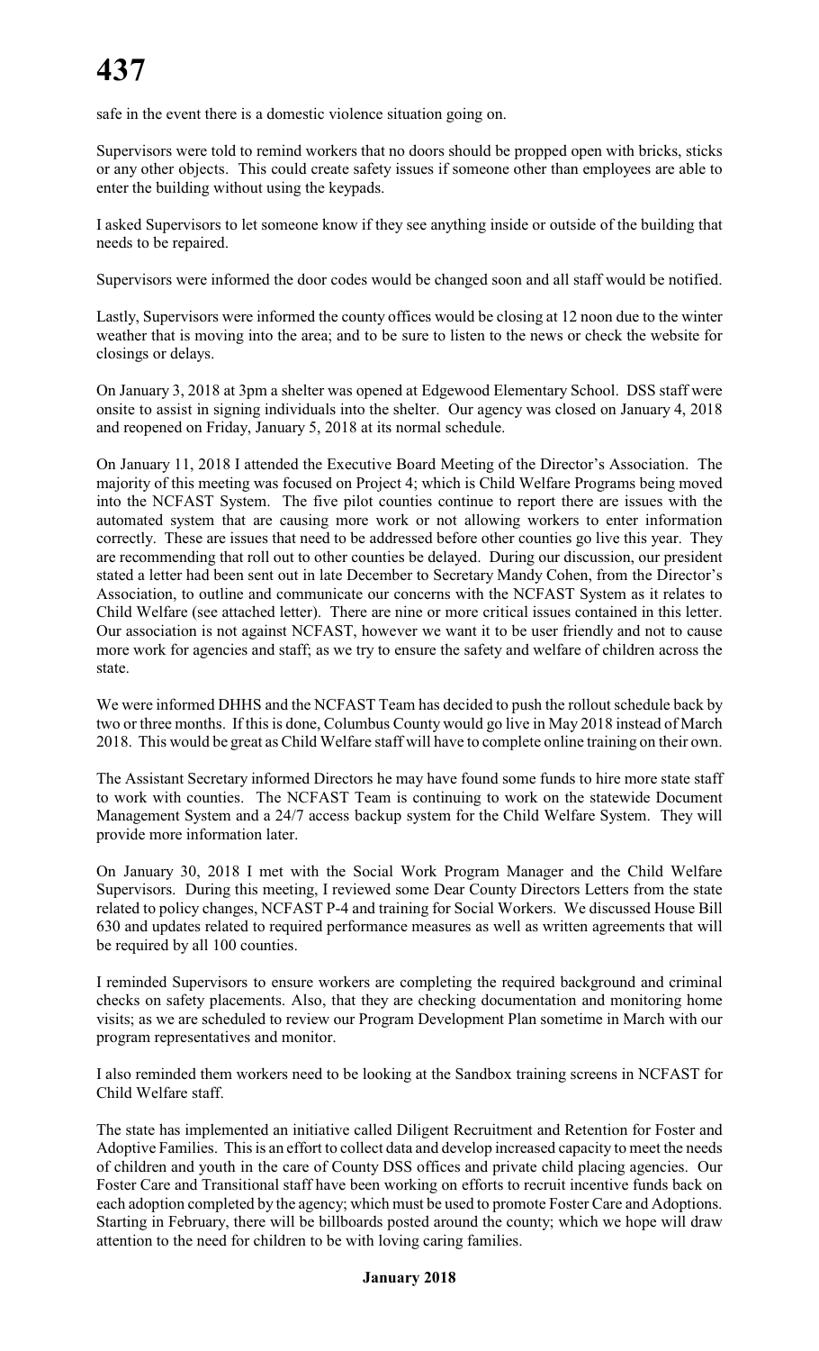safe in the event there is a domestic violence situation going on.

Supervisors were told to remind workers that no doors should be propped open with bricks, sticks or any other objects. This could create safety issues if someone other than employees are able to enter the building without using the keypads.

I asked Supervisors to let someone know if they see anything inside or outside of the building that needs to be repaired.

Supervisors were informed the door codes would be changed soon and all staff would be notified.

Lastly, Supervisors were informed the county offices would be closing at 12 noon due to the winter weather that is moving into the area; and to be sure to listen to the news or check the website for closings or delays.

On January 3, 2018 at 3pm a shelter was opened at Edgewood Elementary School. DSS staff were onsite to assist in signing individuals into the shelter. Our agency was closed on January 4, 2018 and reopened on Friday, January 5, 2018 at its normal schedule.

On January 11, 2018 I attended the Executive Board Meeting of the Director's Association. The majority of this meeting was focused on Project 4; which is Child Welfare Programs being moved into the NCFAST System. The five pilot counties continue to report there are issues with the automated system that are causing more work or not allowing workers to enter information correctly. These are issues that need to be addressed before other counties go live this year. They are recommending that roll out to other counties be delayed. During our discussion, our president stated a letter had been sent out in late December to Secretary Mandy Cohen, from the Director's Association, to outline and communicate our concerns with the NCFAST System as it relates to Child Welfare (see attached letter). There are nine or more critical issues contained in this letter. Our association is not against NCFAST, however we want it to be user friendly and not to cause more work for agencies and staff; as we try to ensure the safety and welfare of children across the state.

We were informed DHHS and the NCFAST Team has decided to push the rollout schedule back by two or three months. If this is done, Columbus County would go live in May 2018 instead of March 2018. This would be great as Child Welfare staff will have to complete online training on their own.

The Assistant Secretary informed Directors he may have found some funds to hire more state staff to work with counties. The NCFAST Team is continuing to work on the statewide Document Management System and a 24/7 access backup system for the Child Welfare System. They will provide more information later.

On January 30, 2018 I met with the Social Work Program Manager and the Child Welfare Supervisors. During this meeting, I reviewed some Dear County Directors Letters from the state related to policy changes, NCFAST P-4 and training for Social Workers. We discussed House Bill 630 and updates related to required performance measures as well as written agreements that will be required by all 100 counties.

I reminded Supervisors to ensure workers are completing the required background and criminal checks on safety placements. Also, that they are checking documentation and monitoring home visits; as we are scheduled to review our Program Development Plan sometime in March with our program representatives and monitor.

I also reminded them workers need to be looking at the Sandbox training screens in NCFAST for Child Welfare staff.

The state has implemented an initiative called Diligent Recruitment and Retention for Foster and Adoptive Families. This is an effort to collect data and develop increased capacity to meet the needs of children and youth in the care of County DSS offices and private child placing agencies. Our Foster Care and Transitional staff have been working on efforts to recruit incentive funds back on each adoption completed by the agency; which must be used to promote Foster Care and Adoptions. Starting in February, there will be billboards posted around the county; which we hope will draw attention to the need for children to be with loving caring families.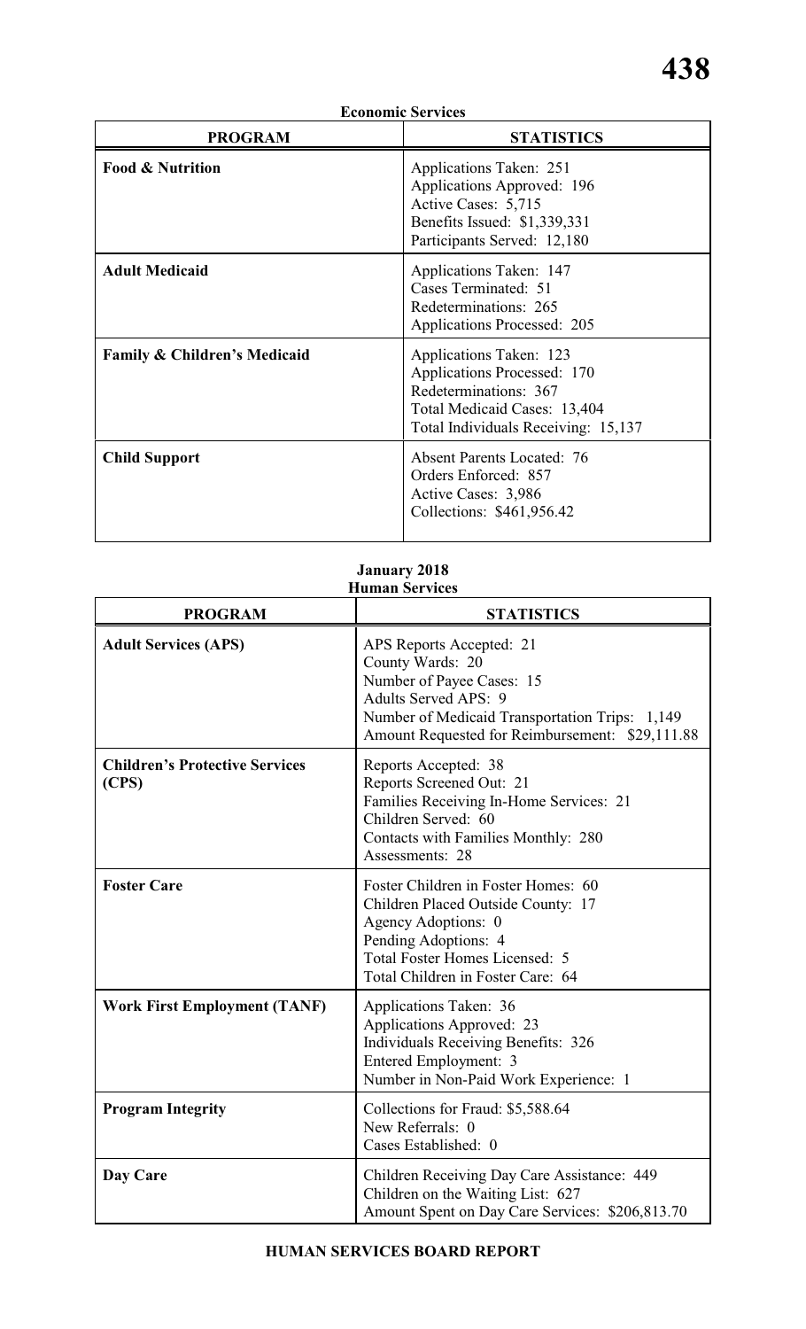**Economic Services**

| PROGRAM | STATISTICS |
| --- | --- |
| **Food & Nutrition** | Applications Taken: 251<br>Applications Approved: 196<br>Active Cases: 5,715<br>Benefits Issued: $1,339,331<br>Participants Served: 12,180 |
| **Adult Medicaid** | Applications Taken: 147<br>Cases Terminated: 51<br>Redeterminations: 265<br>Applications Processed: 205 |
| **Family & Children's Medicaid** | Applications Taken: 123<br>Applications Processed: 170<br>Redeterminations: 367<br>Total Medicaid Cases: 13,404<br>Total Individuals Receiving: 15,137 |
| **Child Support** | Absent Parents Located: 76<br>Orders Enforced: 857<br>Active Cases: 3,986<br>Collections: $461,956.42 |

**January 2018**
**Human Services**

| PROGRAM | STATISTICS |
| --- | --- |
| **Adult Services (APS)** | APS Reports Accepted: 21<br>County Wards: 20<br>Number of Payee Cases: 15<br>Adults Served APS: 9<br>Number of Medicaid Transportation Trips: 1,149<br>Amount Requested for Reimbursement: $29,111.88 |
| **Children's Protective Services (CPS)** | Reports Accepted: 38<br>Reports Screened Out: 21<br>Families Receiving In-Home Services: 21<br>Children Served: 60<br>Contacts with Families Monthly: 280<br>Assessments: 28 |
| **Foster Care** | Foster Children in Foster Homes: 60<br>Children Placed Outside County: 17<br>Agency Adoptions: 0<br>Pending Adoptions: 4<br>Total Foster Homes Licensed: 5<br>Total Children in Foster Care: 64 |
| **Work First Employment (TANF)** | Applications Taken: 36<br>Applications Approved: 23<br>Individuals Receiving Benefits: 326<br>Entered Employment: 3<br>Number in Non-Paid Work Experience: 1 |
| **Program Integrity** | Collections for Fraud: $5,588.64<br>New Referrals: 0<br>Cases Established: 0 |
| **Day Care** | Children Receiving Day Care Assistance: 449<br>Children on the Waiting List: 627<br>Amount Spent on Day Care Services: $206,813.70 |

**HUMAN SERVICES BOARD REPORT**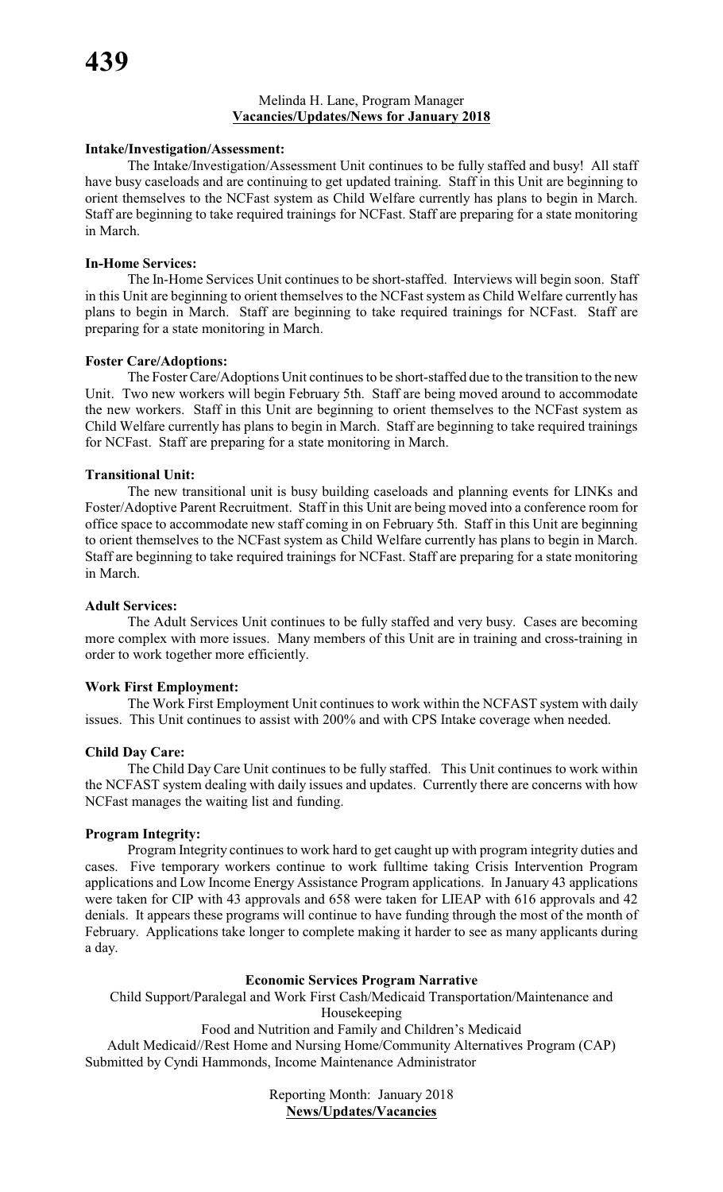Melinda H. Lane, Program Manager
**Vacancies/Updates/News for January 2018**

**Intake/Investigation/Assessment:**

The Intake/Investigation/Assessment Unit continues to be fully staffed and busy! All staff have busy caseloads and are continuing to get updated training. Staff in this Unit are beginning to orient themselves to the NCFast system as Child Welfare currently has plans to begin in March. Staff are beginning to take required trainings for NCFast. Staff are preparing for a state monitoring in March.

**In-Home Services:**

The In-Home Services Unit continues to be short-staffed. Interviews will begin soon. Staff in this Unit are beginning to orient themselves to the NCFast system as Child Welfare currently has plans to begin in March. Staff are beginning to take required trainings for NCFast. Staff are preparing for a state monitoring in March.

**Foster Care/Adoptions:**

The Foster Care/Adoptions Unit continues to be short-staffed due to the transition to the new Unit. Two new workers will begin February 5th. Staff are being moved around to accommodate the new workers. Staff in this Unit are beginning to orient themselves to the NCFast system as Child Welfare currently has plans to begin in March. Staff are beginning to take required trainings for NCFast. Staff are preparing for a state monitoring in March.

**Transitional Unit:**

The new transitional unit is busy building caseloads and planning events for LINKs and Foster/Adoptive Parent Recruitment. Staff in this Unit are being moved into a conference room for office space to accommodate new staff coming in on February 5th. Staff in this Unit are beginning to orient themselves to the NCFast system as Child Welfare currently has plans to begin in March. Staff are beginning to take required trainings for NCFast. Staff are preparing for a state monitoring in March.

**Adult Services:**

The Adult Services Unit continues to be fully staffed and very busy. Cases are becoming more complex with more issues. Many members of this Unit are in training and cross-training in order to work together more efficiently.

**Work First Employment:**

The Work First Employment Unit continues to work within the NCFAST system with daily issues. This Unit continues to assist with 200% and with CPS Intake coverage when needed.

**Child Day Care:**

The Child Day Care Unit continues to be fully staffed. This Unit continues to work within the NCFAST system dealing with daily issues and updates. Currently there are concerns with how NCFast manages the waiting list and funding.

**Program Integrity:**

Program Integrity continues to work hard to get caught up with program integrity duties and cases. Five temporary workers continue to work fulltime taking Crisis Intervention Program applications and Low Income Energy Assistance Program applications. In January 43 applications were taken for CIP with 43 approvals and 658 were taken for LIEAP with 616 approvals and 42 denials. It appears these programs will continue to have funding through the most of the month of February. Applications take longer to complete making it harder to see as many applicants during a day.

**Economic Services Program Narrative**

Child Support/Paralegal and Work First Cash/Medicaid Transportation/Maintenance and Housekeeping

Food and Nutrition and Family and Children's Medicaid

Adult Medicaid//Rest Home and Nursing Home/Community Alternatives Program (CAP)

Submitted by Cyndi Hammonds, Income Maintenance Administrator

Reporting Month: January 2018

**News/Updates/Vacancies**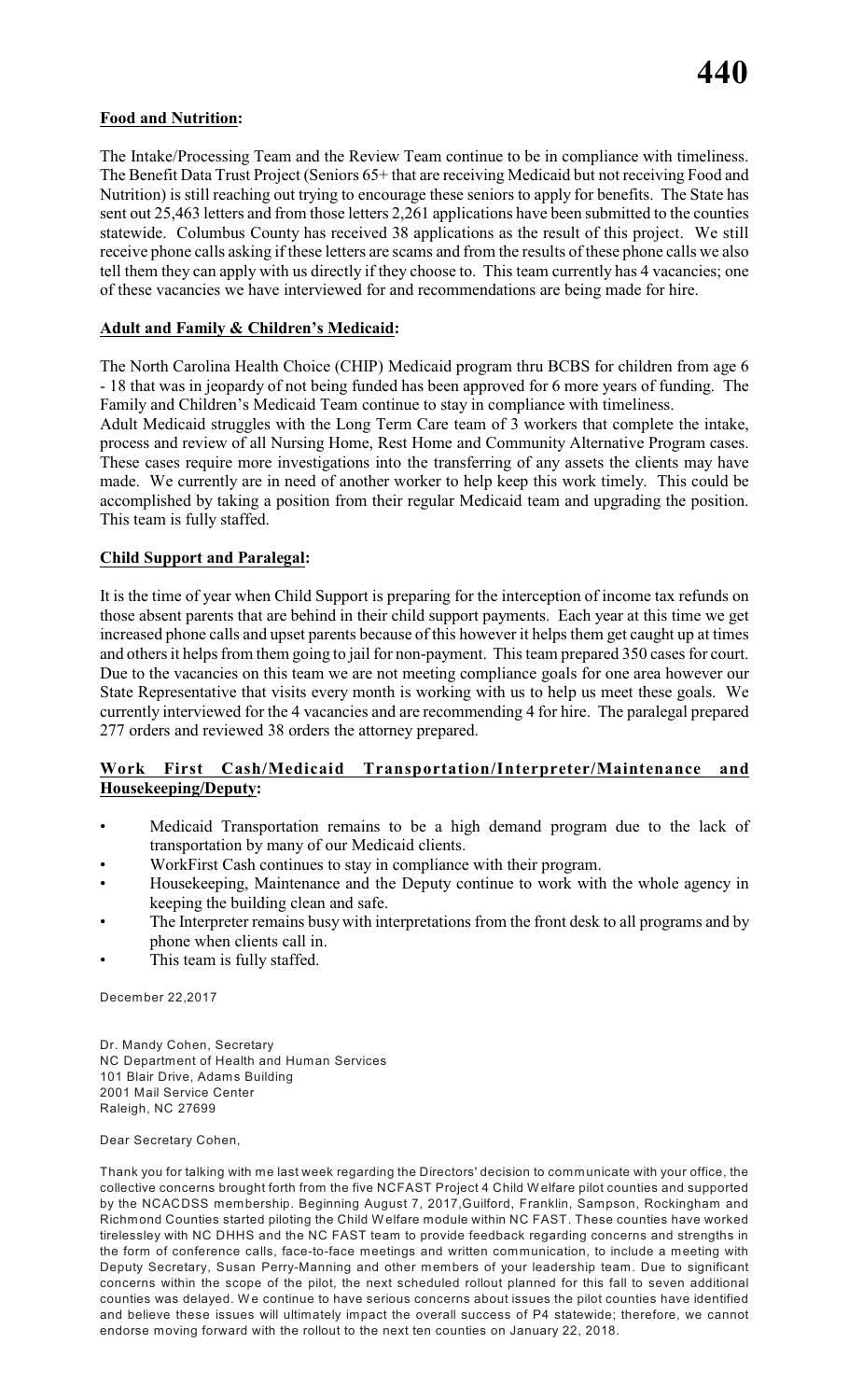**Food and Nutrition:**

The Intake/Processing Team and the Review Team continue to be in compliance with timeliness. The Benefit Data Trust Project (Seniors 65+ that are receiving Medicaid but not receiving Food and Nutrition) is still reaching out trying to encourage these seniors to apply for benefits. The State has sent out 25,463 letters and from those letters 2,261 applications have been submitted to the counties statewide. Columbus County has received 38 applications as the result of this project. We still receive phone calls asking if these letters are scams and from the results of these phone calls we also tell them they can apply with us directly if they choose to. This team currently has 4 vacancies; one of these vacancies we have interviewed for and recommendations are being made for hire.

**Adult and Family & Children's Medicaid:**

The North Carolina Health Choice (CHIP) Medicaid program thru BCBS for children from age 6 - 18 that was in jeopardy of not being funded has been approved for 6 more years of funding. The Family and Children's Medicaid Team continue to stay in compliance with timeliness.
Adult Medicaid struggles with the Long Term Care team of 3 workers that complete the intake, process and review of all Nursing Home, Rest Home and Community Alternative Program cases. These cases require more investigations into the transferring of any assets the clients may have made. We currently are in need of another worker to help keep this work timely. This could be accomplished by taking a position from their regular Medicaid team and upgrading the position. This team is fully staffed.

**Child Support and Paralegal:**

It is the time of year when Child Support is preparing for the interception of income tax refunds on those absent parents that are behind in their child support payments. Each year at this time we get increased phone calls and upset parents because of this however it helps them get caught up at times and others it helps from them going to jail for non-payment. This team prepared 350 cases for court. Due to the vacancies on this team we are not meeting compliance goals for one area however our State Representative that visits every month is working with us to help us meet these goals. We currently interviewed for the 4 vacancies and are recommending 4 for hire. The paralegal prepared 277 orders and reviewed 38 orders the attorney prepared.

**Work First Cash/Medicaid Transportation/Interpreter/Maintenance and Housekeeping/Deputy:**

- Medicaid Transportation remains to be a high demand program due to the lack of transportation by many of our Medicaid clients.
- WorkFirst Cash continues to stay in compliance with their program.
- Housekeeping, Maintenance and the Deputy continue to work with the whole agency in keeping the building clean and safe.
- The Interpreter remains busy with interpretations from the front desk to all programs and by phone when clients call in.
- This team is fully staffed.

December 22,2017

Dr. Mandy Cohen, Secretary
NC Department of Health and Human Services
101 Blair Drive, Adams Building
2001 Mail Service Center
Raleigh, NC 27699

Dear Secretary Cohen,

Thank you for talking with me last week regarding the Directors' decision to communicate with your office, the collective concerns brought forth from the five NCFAST Project 4 Child Welfare pilot counties and supported by the NCACDSS membership. Beginning August 7, 2017,Guilford, Franklin, Sampson, Rockingham and Richmond Counties started piloting the Child Welfare module within NC FAST. These counties have worked tirelessley with NC DHHS and the NC FAST team to provide feedback regarding concerns and strengths in the form of conference calls, face-to-face meetings and written communication, to include a meeting with Deputy Secretary, Susan Perry-Manning and other members of your leadership team. Due to significant concerns within the scope of the pilot, the next scheduled rollout planned for this fall to seven additional counties was delayed. We continue to have serious concerns about issues the pilot counties have identified and believe these issues will ultimately impact the overall success of P4 statewide; therefore, we cannot endorse moving forward with the rollout to the next ten counties on January 22, 2018.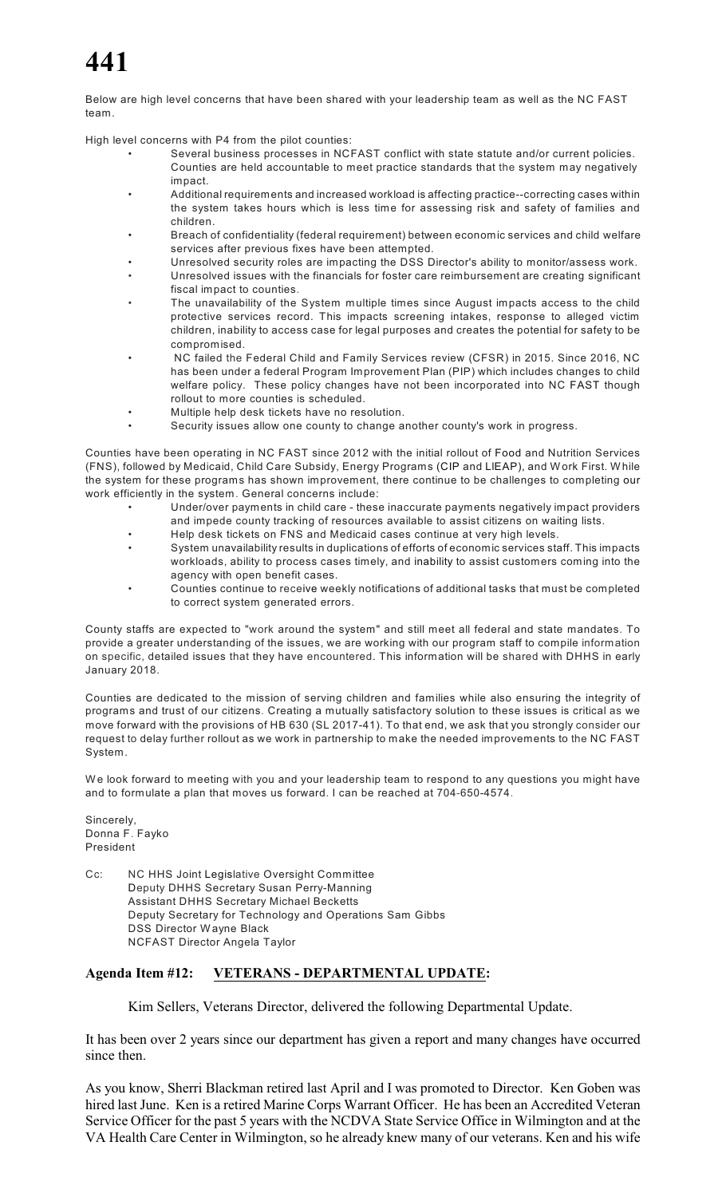Below are high level concerns that have been shared with your leadership team as well as the NC FAST team.

High level concerns with P4 from the pilot counties:

- Several business processes in NCFAST conflict with state statute and/or current policies. Counties are held accountable to meet practice standards that the system may negatively impact.
- Additional requirements and increased workload is affecting practice--correcting cases within the system takes hours which is less time for assessing risk and safety of families and children.
- Breach of confidentiality (federal requirement) between economic services and child welfare services after previous fixes have been attempted.
- Unresolved security roles are impacting the DSS Director's ability to monitor/assess work.
- Unresolved issues with the financials for foster care reimbursement are creating significant fiscal impact to counties.
- The unavailability of the System multiple times since August impacts access to the child protective services record. This impacts screening intakes, response to alleged victim children, inability to access case for legal purposes and creates the potential for safety to be compromised.
- NC failed the Federal Child and Family Services review (CFSR) in 2015. Since 2016, NC has been under a federal Program Improvement Plan (PIP) which includes changes to child welfare policy. These policy changes have not been incorporated into NC FAST though rollout to more counties is scheduled.
- Multiple help desk tickets have no resolution.
- Security issues allow one county to change another county's work in progress.

Counties have been operating in NC FAST since 2012 with the initial rollout of Food and Nutrition Services (FNS), followed by Medicaid, Child Care Subsidy, Energy Programs (CIP and LIEAP), and Work First. While the system for these programs has shown improvement, there continue to be challenges to completing our work efficiently in the system. General concerns include:

- Under/over payments in child care - these inaccurate payments negatively impact providers and impede county tracking of resources available to assist citizens on waiting lists.
- Help desk tickets on FNS and Medicaid cases continue at very high levels.
- System unavailability results in duplications of efforts of economic services staff. This impacts workloads, ability to process cases timely, and inability to assist customers coming into the agency with open benefit cases.
- Counties continue to receive weekly notifications of additional tasks that must be completed to correct system generated errors.

County staffs are expected to "work around the system" and still meet all federal and state mandates. To provide a greater understanding of the issues, we are working with our program staff to compile information on specific, detailed issues that they have encountered. This information will be shared with DHHS in early January 2018.

Counties are dedicated to the mission of serving children and families while also ensuring the integrity of programs and trust of our citizens. Creating a mutually satisfactory solution to these issues is critical as we move forward with the provisions of HB 630 (SL 2017-41). To that end, we ask that you strongly consider our request to delay further rollout as we work in partnership to make the needed improvements to the NC FAST System.

We look forward to meeting with you and your leadership team to respond to any questions you might have and to formulate a plan that moves us forward. I can be reached at 704-650-4574.

Sincerely,
Donna F. Fayko
President

Cc: NC HHS Joint Legislative Oversight Committee
Deputy DHHS Secretary Susan Perry-Manning
Assistant DHHS Secretary Michael Becketts
Deputy Secretary for Technology and Operations Sam Gibbs
DSS Director Wayne Black
NCFAST Director Angela Taylor

## Agenda Item #12: VETERANS - DEPARTMENTAL UPDATE:

Kim Sellers, Veterans Director, delivered the following Departmental Update.

It has been over 2 years since our department has given a report and many changes have occurred since then.

As you know, Sherri Blackman retired last April and I was promoted to Director. Ken Goben was hired last June. Ken is a retired Marine Corps Warrant Officer. He has been an Accredited Veteran Service Officer for the past 5 years with the NCDVA State Service Office in Wilmington and at the VA Health Care Center in Wilmington, so he already knew many of our veterans. Ken and his wife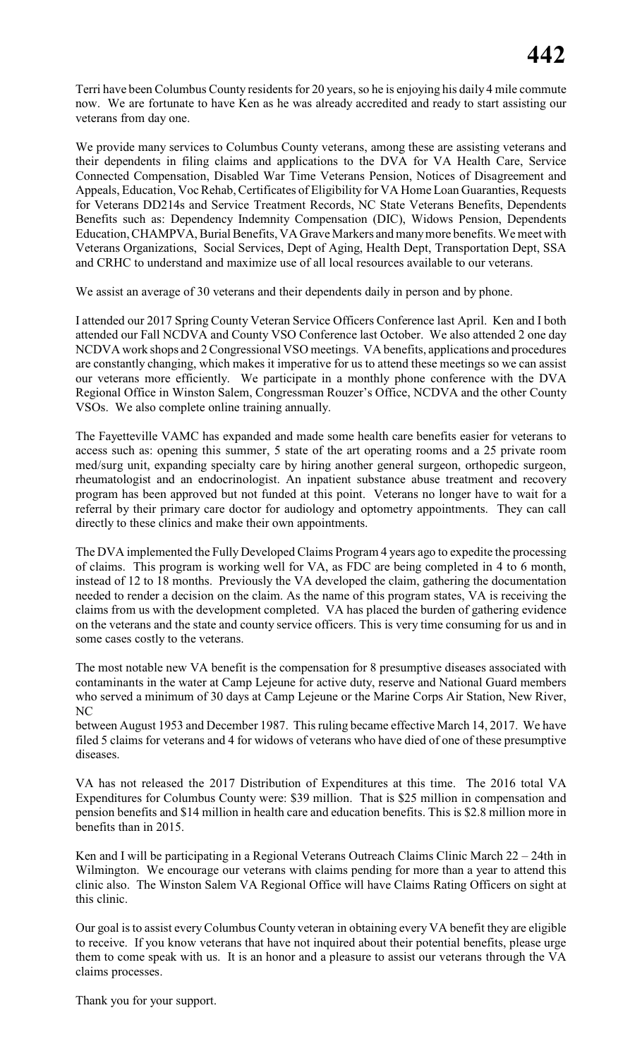Terri have been Columbus County residents for 20 years, so he is enjoying his daily 4 mile commute now. We are fortunate to have Ken as he was already accredited and ready to start assisting our veterans from day one.

We provide many services to Columbus County veterans, among these are assisting veterans and their dependents in filing claims and applications to the DVA for VA Health Care, Service Connected Compensation, Disabled War Time Veterans Pension, Notices of Disagreement and Appeals, Education, Voc Rehab, Certificates of Eligibility for VA Home Loan Guaranties, Requests for Veterans DD214s and Service Treatment Records, NC State Veterans Benefits, Dependents Benefits such as: Dependency Indemnity Compensation (DIC), Widows Pension, Dependents Education, CHAMPVA, Burial Benefits, VA Grave Markers and many more benefits. We meet with Veterans Organizations, Social Services, Dept of Aging, Health Dept, Transportation Dept, SSA and CRHC to understand and maximize use of all local resources available to our veterans.

We assist an average of 30 veterans and their dependents daily in person and by phone.

I attended our 2017 Spring County Veteran Service Officers Conference last April. Ken and I both attended our Fall NCDVA and County VSO Conference last October. We also attended 2 one day NCDVA work shops and 2 Congressional VSO meetings. VA benefits, applications and procedures are constantly changing, which makes it imperative for us to attend these meetings so we can assist our veterans more efficiently. We participate in a monthly phone conference with the DVA Regional Office in Winston Salem, Congressman Rouzer's Office, NCDVA and the other County VSOs. We also complete online training annually.

The Fayetteville VAMC has expanded and made some health care benefits easier for veterans to access such as: opening this summer, 5 state of the art operating rooms and a 25 private room med/surg unit, expanding specialty care by hiring another general surgeon, orthopedic surgeon, rheumatologist and an endocrinologist. An inpatient substance abuse treatment and recovery program has been approved but not funded at this point. Veterans no longer have to wait for a referral by their primary care doctor for audiology and optometry appointments. They can call directly to these clinics and make their own appointments.

The DVA implemented the Fully Developed Claims Program 4 years ago to expedite the processing of claims. This program is working well for VA, as FDC are being completed in 4 to 6 month, instead of 12 to 18 months. Previously the VA developed the claim, gathering the documentation needed to render a decision on the claim. As the name of this program states, VA is receiving the claims from us with the development completed. VA has placed the burden of gathering evidence on the veterans and the state and county service officers. This is very time consuming for us and in some cases costly to the veterans.

The most notable new VA benefit is the compensation for 8 presumptive diseases associated with contaminants in the water at Camp Lejeune for active duty, reserve and National Guard members who served a minimum of 30 days at Camp Lejeune or the Marine Corps Air Station, New River, NC
between August 1953 and December 1987. This ruling became effective March 14, 2017. We have filed 5 claims for veterans and 4 for widows of veterans who have died of one of these presumptive diseases.

VA has not released the 2017 Distribution of Expenditures at this time. The 2016 total VA Expenditures for Columbus County were: $39 million. That is $25 million in compensation and pension benefits and $14 million in health care and education benefits. This is $2.8 million more in benefits than in 2015.

Ken and I will be participating in a Regional Veterans Outreach Claims Clinic March 22 – 24th in Wilmington. We encourage our veterans with claims pending for more than a year to attend this clinic also. The Winston Salem VA Regional Office will have Claims Rating Officers on sight at this clinic.

Our goal is to assist every Columbus County veteran in obtaining every VA benefit they are eligible to receive. If you know veterans that have not inquired about their potential benefits, please urge them to come speak with us. It is an honor and a pleasure to assist our veterans through the VA claims processes.

Thank you for your support.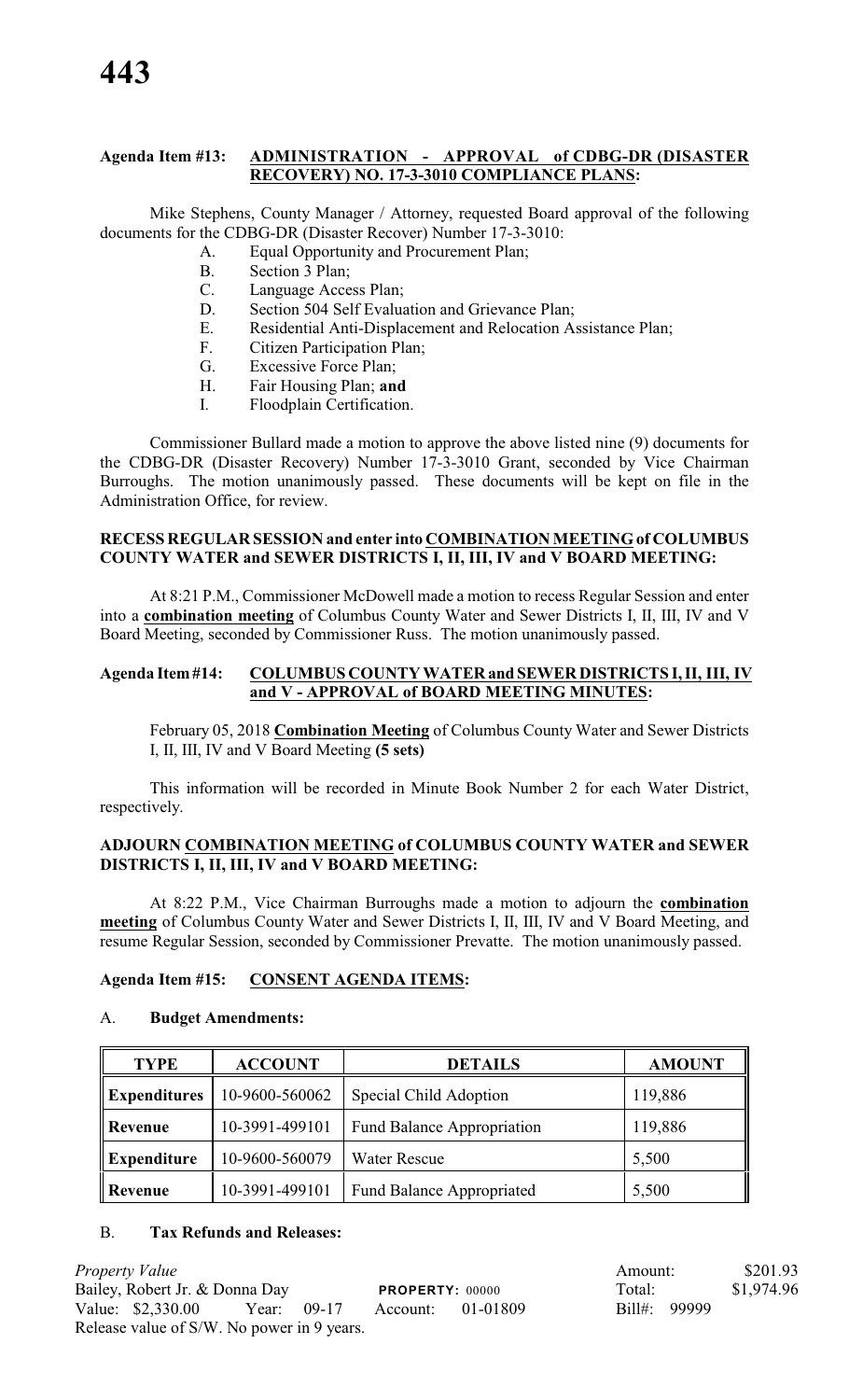**Agenda Item #13: ADMINISTRATION - APPROVAL of CDBG-DR (DISASTER RECOVERY) NO. 17-3-3010 COMPLIANCE PLANS:**

Mike Stephens, County Manager / Attorney, requested Board approval of the following documents for the CDBG-DR (Disaster Recover) Number 17-3-3010:

- A. Equal Opportunity and Procurement Plan;
- B. Section 3 Plan;
- C. Language Access Plan;
- D. Section 504 Self Evaluation and Grievance Plan;
- E. Residential Anti-Displacement and Relocation Assistance Plan;
- F. Citizen Participation Plan;
- G. Excessive Force Plan;
- H. Fair Housing Plan; **and**
- I. Floodplain Certification.

Commissioner Bullard made a motion to approve the above listed nine (9) documents for the CDBG-DR (Disaster Recovery) Number 17-3-3010 Grant, seconded by Vice Chairman Burroughs. The motion unanimously passed. These documents will be kept on file in the Administration Office, for review.

**RECESS REGULAR SESSION and enter into COMBINATION MEETING of COLUMBUS COUNTY WATER and SEWER DISTRICTS I, II, III, IV and V BOARD MEETING:**

At 8:21 P.M., Commissioner McDowell made a motion to recess Regular Session and enter into a **combination meeting** of Columbus County Water and Sewer Districts I, II, III, IV and V Board Meeting, seconded by Commissioner Russ. The motion unanimously passed.

**Agenda Item #14: COLUMBUS COUNTY WATER and SEWER DISTRICTS I, II, III, IV and V - APPROVAL of BOARD MEETING MINUTES:**

February 05, 2018 **Combination Meeting** of Columbus County Water and Sewer Districts I, II, III, IV and V Board Meeting **(5 sets)**

This information will be recorded in Minute Book Number 2 for each Water District, respectively.

**ADJOURN COMBINATION MEETING of COLUMBUS COUNTY WATER and SEWER DISTRICTS I, II, III, IV and V BOARD MEETING:**

At 8:22 P.M., Vice Chairman Burroughs made a motion to adjourn the **combination meeting** of Columbus County Water and Sewer Districts I, II, III, IV and V Board Meeting, and resume Regular Session, seconded by Commissioner Prevatte. The motion unanimously passed.

**Agenda Item #15: CONSENT AGENDA ITEMS:**

A. **Budget Amendments:**

| TYPE | ACCOUNT | DETAILS | AMOUNT |
|---|---|---|---|
| **Expenditures** | 10-9600-560062 | Special Child Adoption | 119,886 |
| **Revenue** | 10-3991-499101 | Fund Balance Appropriation | 119,886 |
| **Expenditure** | 10-9600-560079 | Water Rescue | 5,500 |
| **Revenue** | 10-3991-499101 | Fund Balance Appropriated | 5,500 |

B. **Tax Refunds and Releases:**

*Property Value* Amount: $201.93
Bailey, Robert Jr. & Donna Day **PROPERTY:** 00000 Total: $1,974.96
Value: $2,330.00 Year: 09-17 Account: 01-01809 Bill#: 99999
Release value of S/W. No power in 9 years.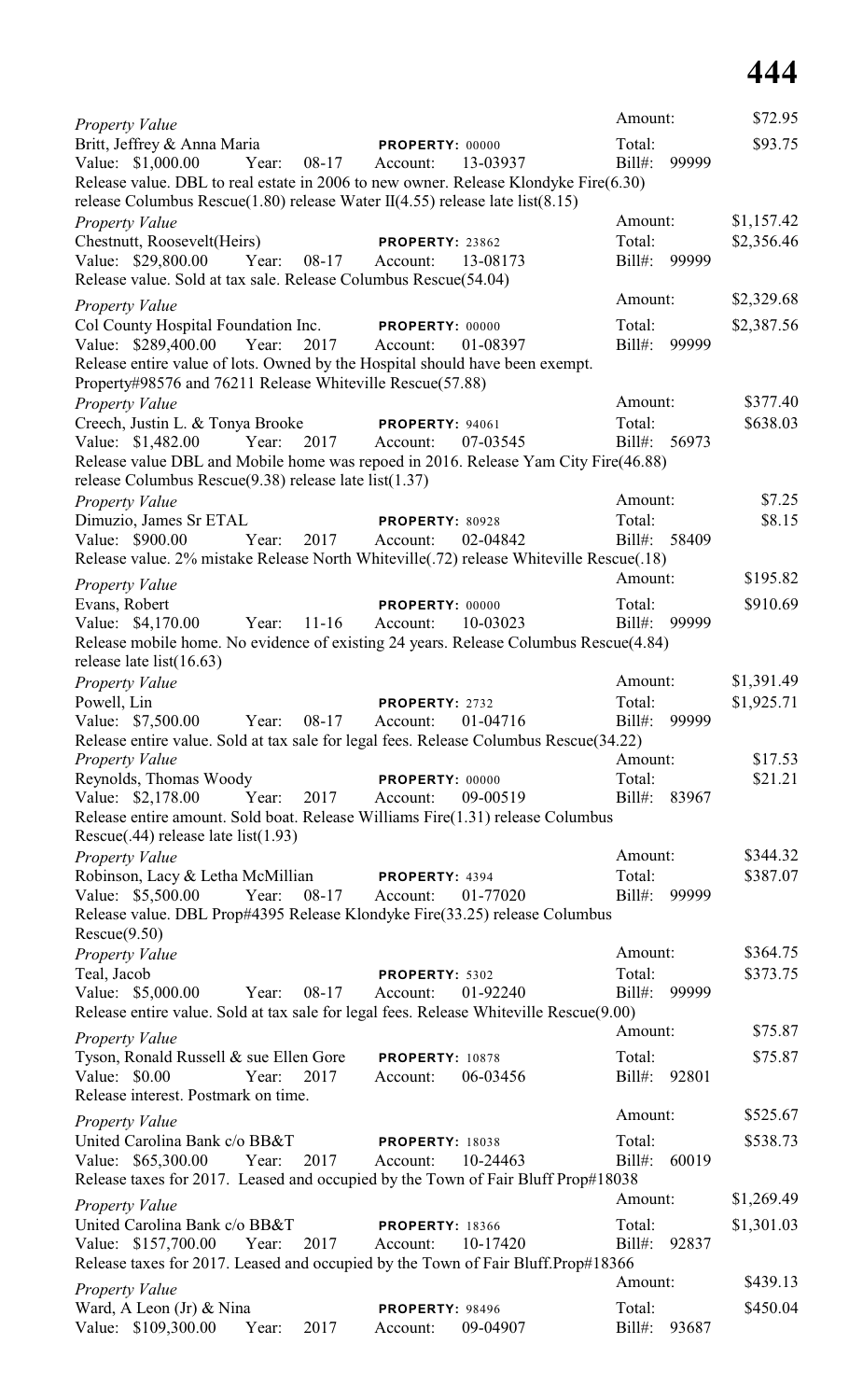*Property Value* | Amount: $72.95
Britt, Jeffrey & Anna Maria | **PROPERTY:** 00000 | Total: $93.75
Value: $1,000.00 Year: 08-17 Account: 13-03937 Bill#: 99999
Release value. DBL to real estate in 2006 to new owner. Release Klondyke Fire(6.30) release Columbus Rescue(1.80) release Water II(4.55) release late list(8.15)

*Property Value* | Amount: $1,157.42
Chestnutt, Roosevelt(Heirs) | **PROPERTY:** 23862 | Total: $2,356.46
Value: $29,800.00 Year: 08-17 Account: 13-08173 Bill#: 99999
Release value. Sold at tax sale. Release Columbus Rescue(54.04)

*Property Value* | Amount: $2,329.68
Col County Hospital Foundation Inc. | **PROPERTY:** 00000 | Total: $2,387.56
Value: $289,400.00 Year: 2017 Account: 01-08397 Bill#: 99999
Release entire value of lots. Owned by the Hospital should have been exempt. Property#98576 and 76211 Release Whiteville Rescue(57.88)

*Property Value* | Amount: $377.40
Creech, Justin L. & Tonya Brooke | **PROPERTY:** 94061 | Total: $638.03
Value: $1,482.00 Year: 2017 Account: 07-03545 Bill#: 56973
Release value DBL and Mobile home was repoed in 2016. Release Yam City Fire(46.88) release Columbus Rescue(9.38) release late list(1.37)

*Property Value* | Amount: $7.25
Dimuzio, James Sr ETAL | **PROPERTY:** 80928 | Total: $8.15
Value: $900.00 Year: 2017 Account: 02-04842 Bill#: 58409
Release value. 2% mistake Release North Whiteville(.72) release Whiteville Rescue(.18)

*Property Value* | Amount: $195.82
Evans, Robert | **PROPERTY:** 00000 | Total: $910.69
Value: $4,170.00 Year: 11-16 Account: 10-03023 Bill#: 99999
Release mobile home. No evidence of existing 24 years. Release Columbus Rescue(4.84) release late list(16.63)

*Property Value* | Amount: $1,391.49
Powell, Lin | **PROPERTY:** 2732 | Total: $1,925.71
Value: $7,500.00 Year: 08-17 Account: 01-04716 Bill#: 99999
Release entire value. Sold at tax sale for legal fees. Release Columbus Rescue(34.22)

*Property Value* | Amount: $17.53
Reynolds, Thomas Woody | **PROPERTY:** 00000 | Total: $21.21
Value: $2,178.00 Year: 2017 Account: 09-00519 Bill#: 83967
Release entire amount. Sold boat. Release Williams Fire(1.31) release Columbus Rescue(.44) release late list(1.93)

*Property Value* | Amount: $344.32
Robinson, Lacy & Letha McMillian | **PROPERTY:** 4394 | Total: $387.07
Value: $5,500.00 Year: 08-17 Account: 01-77020 Bill#: 99999
Release value. DBL Prop#4395 Release Klondyke Fire(33.25) release Columbus Rescue(9.50)

*Property Value* | Amount: $364.75
Teal, Jacob | **PROPERTY:** 5302 | Total: $373.75
Value: $5,000.00 Year: 08-17 Account: 01-92240 Bill#: 99999
Release entire value. Sold at tax sale for legal fees. Release Whiteville Rescue(9.00)

*Property Value* | Amount: $75.87
Tyson, Ronald Russell & sue Ellen Gore | **PROPERTY:** 10878 | Total: $75.87
Value: $0.00 Year: 2017 Account: 06-03456 Bill#: 92801
Release interest. Postmark on time.

*Property Value* | Amount: $525.67
United Carolina Bank c/o BB&T | **PROPERTY:** 18038 | Total: $538.73
Value: $65,300.00 Year: 2017 Account: 10-24463 Bill#: 60019
Release taxes for 2017. Leased and occupied by the Town of Fair Bluff Prop#18038

*Property Value* | Amount: $1,269.49
United Carolina Bank c/o BB&T | **PROPERTY:** 18366 | Total: $1,301.03
Value: $157,700.00 Year: 2017 Account: 10-17420 Bill#: 92837
Release taxes for 2017. Leased and occupied by the Town of Fair Bluff.Prop#18366

*Property Value* | Amount: $439.13
Ward, A Leon (Jr) & Nina | **PROPERTY:** 98496 | Total: $450.04
Value: $109,300.00 Year: 2017 Account: 09-04907 Bill#: 93687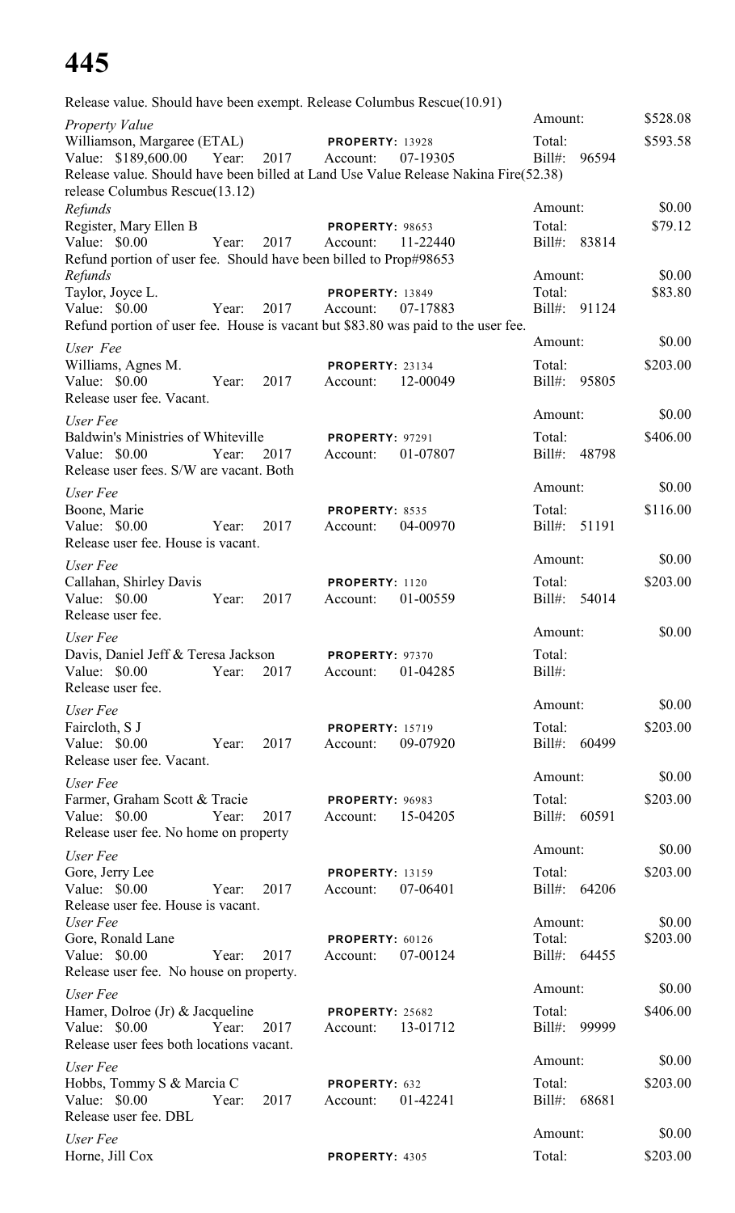# 445

Release value. Should have been exempt. Release Columbus Rescue(10.91)

Amount: $528.08

*Property Value*

Williamson, Margaree (ETAL) **PROPERTY:** 13928 Total: $593.58
Value: $189,600.00 Year: 2017 Account: 07-19305 Bill#: 96594
Release value. Should have been billed at Land Use Value Release Nakina Fire(52.38) release Columbus Rescue(13.12)

*Refunds* Amount: $0.00
Register, Mary Ellen B **PROPERTY:** 98653 Total: $79.12
Value: $0.00 Year: 2017 Account: 11-22440 Bill#: 83814
Refund portion of user fee. Should have been billed to Prop#98653

*Refunds* Amount: $0.00
Taylor, Joyce L. **PROPERTY:** 13849 Total: $83.80
Value: $0.00 Year: 2017 Account: 07-17883 Bill#: 91124
Refund portion of user fee. House is vacant but $83.80 was paid to the user fee.

*User Fee* Amount: $0.00
Williams, Agnes M. **PROPERTY:** 23134 Total: $203.00
Value: $0.00 Year: 2017 Account: 12-00049 Bill#: 95805
Release user fee. Vacant.

*User Fee* Amount: $0.00
Baldwin's Ministries of Whiteville **PROPERTY:** 97291 Total: $406.00
Value: $0.00 Year: 2017 Account: 01-07807 Bill#: 48798
Release user fees. S/W are vacant. Both

*User Fee* Amount: $0.00
Boone, Marie **PROPERTY:** 8535 Total: $116.00
Value: $0.00 Year: 2017 Account: 04-00970 Bill#: 51191
Release user fee. House is vacant.

*User Fee* Amount: $0.00
Callahan, Shirley Davis **PROPERTY:** 1120 Total: $203.00
Value: $0.00 Year: 2017 Account: 01-00559 Bill#: 54014
Release user fee.

*User Fee* Amount: $0.00
Davis, Daniel Jeff & Teresa Jackson **PROPERTY:** 97370 Total:
Value: $0.00 Year: 2017 Account: 01-04285 Bill#:
Release user fee.

*User Fee* Amount: $0.00
Faircloth, S J **PROPERTY:** 15719 Total: $203.00
Value: $0.00 Year: 2017 Account: 09-07920 Bill#: 60499
Release user fee. Vacant.

*User Fee* Amount: $0.00
Farmer, Graham Scott & Tracie **PROPERTY:** 96983 Total: $203.00
Value: $0.00 Year: 2017 Account: 15-04205 Bill#: 60591
Release user fee. No home on property

*User Fee* Amount: $0.00
Gore, Jerry Lee **PROPERTY:** 13159 Total: $203.00
Value: $0.00 Year: 2017 Account: 07-06401 Bill#: 64206
Release user fee. House is vacant.

*User Fee* Amount: $0.00
Gore, Ronald Lane **PROPERTY:** 60126 Total: $203.00
Value: $0.00 Year: 2017 Account: 07-00124 Bill#: 64455
Release user fee. No house on property.

*User Fee* Amount: $0.00
Hamer, Dolroe (Jr) & Jacqueline **PROPERTY:** 25682 Total: $406.00
Value: $0.00 Year: 2017 Account: 13-01712 Bill#: 99999
Release user fees both locations vacant.

*User Fee* Amount: $0.00
Hobbs, Tommy S & Marcia C **PROPERTY:** 632 Total: $203.00
Value: $0.00 Year: 2017 Account: 01-42241 Bill#: 68681
Release user fee. DBL

*User Fee* Amount: $0.00
Horne, Jill Cox **PROPERTY:** 4305 Total: $203.00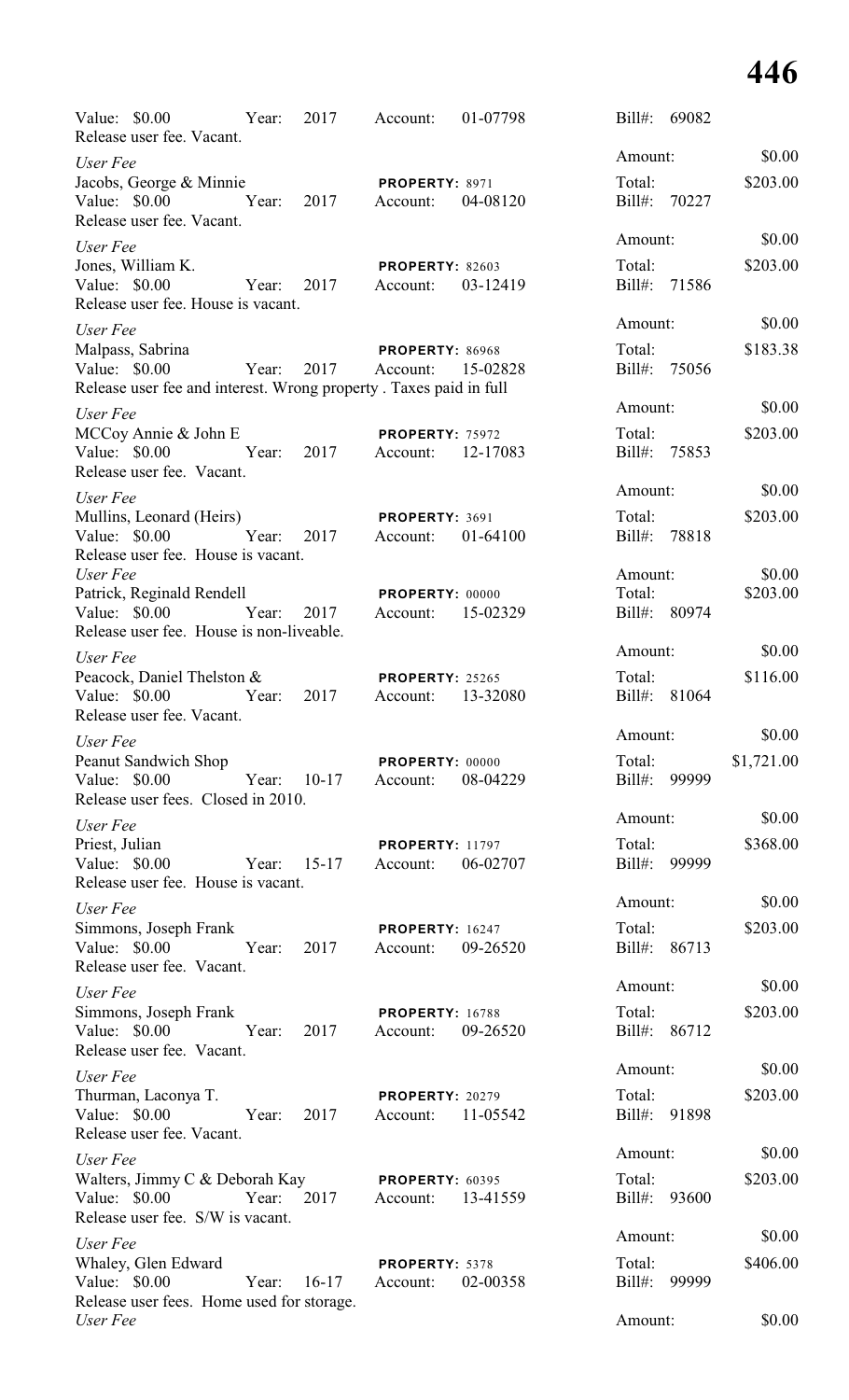Value: $0.00 Year: 2017 Account: 01-07798 Bill#: 69082
Release user fee. Vacant.

*User Fee* Amount: $0.00
Jacobs, George & Minnie **PROPERTY:** 8971 Total: $203.00
Value: $0.00 Year: 2017 Account: 04-08120 Bill#: 70227
Release user fee. Vacant.

*User Fee* Amount: $0.00
Jones, William K. **PROPERTY:** 82603 Total: $203.00
Value: $0.00 Year: 2017 Account: 03-12419 Bill#: 71586
Release user fee. House is vacant.

*User Fee* Amount: $0.00
Malpass, Sabrina **PROPERTY:** 86968 Total: $183.38
Value: $0.00 Year: 2017 Account: 15-02828 Bill#: 75056
Release user fee and interest. Wrong property . Taxes paid in full

*User Fee* Amount: $0.00
MCCoy Annie & John E **PROPERTY:** 75972 Total: $203.00
Value: $0.00 Year: 2017 Account: 12-17083 Bill#: 75853
Release user fee. Vacant.

*User Fee* Amount: $0.00
Mullins, Leonard (Heirs) **PROPERTY:** 3691 Total: $203.00
Value: $0.00 Year: 2017 Account: 01-64100 Bill#: 78818
Release user fee. House is vacant.

*User Fee* Amount: $0.00
Patrick, Reginald Rendell **PROPERTY:** 00000 Total: $203.00
Value: $0.00 Year: 2017 Account: 15-02329 Bill#: 80974
Release user fee. House is non-liveable.

*User Fee* Amount: $0.00
Peacock, Daniel Thelston & **PROPERTY:** 25265 Total: $116.00
Value: $0.00 Year: 2017 Account: 13-32080 Bill#: 81064
Release user fee. Vacant.

*User Fee* Amount: $0.00
Peanut Sandwich Shop **PROPERTY:** 00000 Total: $1,721.00
Value: $0.00 Year: 10-17 Account: 08-04229 Bill#: 99999
Release user fees. Closed in 2010.

*User Fee* Amount: $0.00
Priest, Julian **PROPERTY:** 11797 Total: $368.00
Value: $0.00 Year: 15-17 Account: 06-02707 Bill#: 99999
Release user fee. House is vacant.

*User Fee* Amount: $0.00
Simmons, Joseph Frank **PROPERTY:** 16247 Total: $203.00
Value: $0.00 Year: 2017 Account: 09-26520 Bill#: 86713
Release user fee. Vacant.

*User Fee* Amount: $0.00
Simmons, Joseph Frank **PROPERTY:** 16788 Total: $203.00
Value: $0.00 Year: 2017 Account: 09-26520 Bill#: 86712
Release user fee. Vacant.

*User Fee* Amount: $0.00
Thurman, Laconya T. **PROPERTY:** 20279 Total: $203.00
Value: $0.00 Year: 2017 Account: 11-05542 Bill#: 91898
Release user fee. Vacant.

*User Fee* Amount: $0.00
Walters, Jimmy C & Deborah Kay **PROPERTY:** 60395 Total: $203.00
Value: $0.00 Year: 2017 Account: 13-41559 Bill#: 93600
Release user fee. S/W is vacant.

*User Fee* Amount: $0.00
Whaley, Glen Edward **PROPERTY:** 5378 Total: $406.00
Value: $0.00 Year: 16-17 Account: 02-00358 Bill#: 99999
Release user fees. Home used for storage.

*User Fee* Amount: $0.00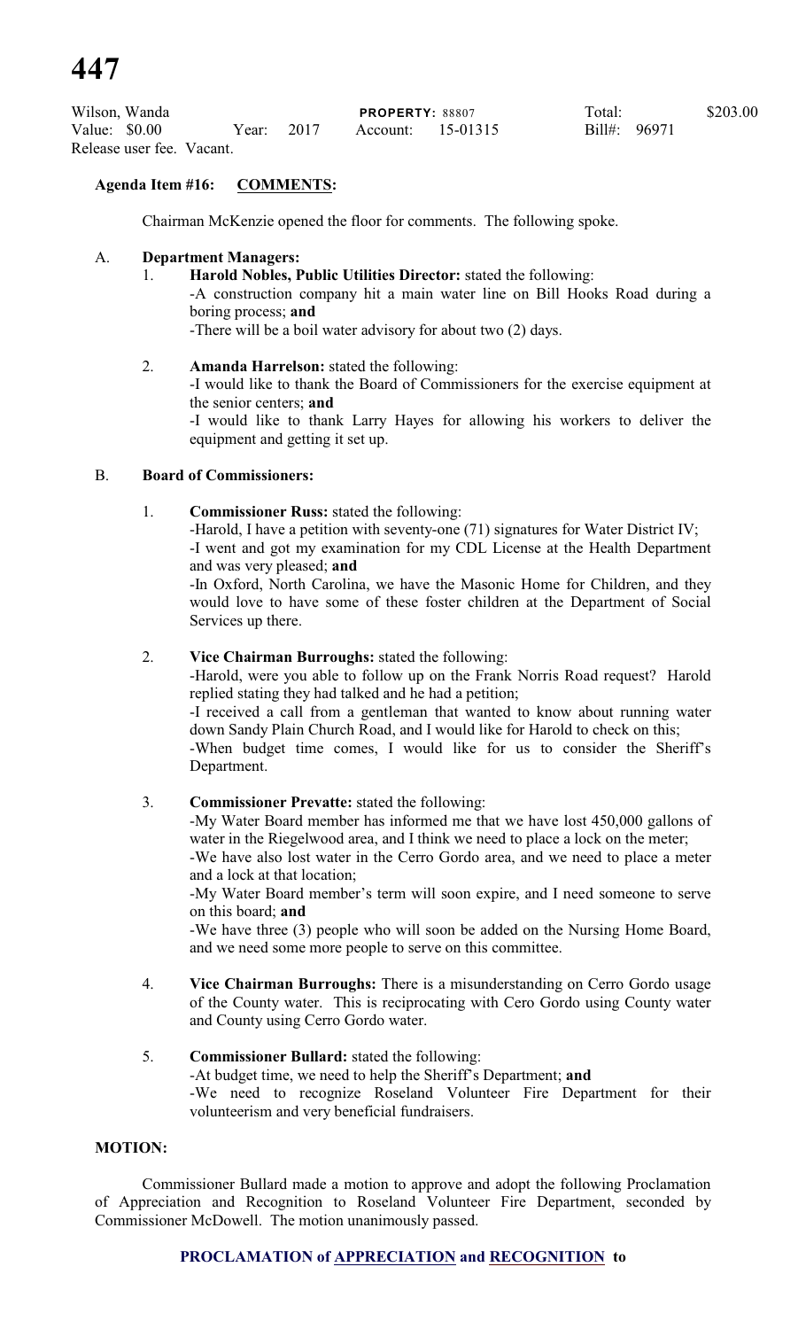Wilson, Wanda **PROPERTY:** 88807 Total: $203.00
Value: $0.00 Year: 2017 Account: 15-01315 Bill#: 96971
Release user fee. Vacant.

**Agenda Item #16: COMMENTS:**

Chairman McKenzie opened the floor for comments. The following spoke.

A. **Department Managers:**

1. **Harold Nobles, Public Utilities Director:** stated the following:
   -A construction company hit a main water line on Bill Hooks Road during a boring process; **and**
   -There will be a boil water advisory for about two (2) days.

2. **Amanda Harrelson:** stated the following:
   -I would like to thank the Board of Commissioners for the exercise equipment at the senior centers; **and**
   -I would like to thank Larry Hayes for allowing his workers to deliver the equipment and getting it set up.

B. **Board of Commissioners:**

1. **Commissioner Russ:** stated the following:
   -Harold, I have a petition with seventy-one (71) signatures for Water District IV;
   -I went and got my examination for my CDL License at the Health Department and was very pleased; **and**
   -In Oxford, North Carolina, we have the Masonic Home for Children, and they would love to have some of these foster children at the Department of Social Services up there.

2. **Vice Chairman Burroughs:** stated the following:
   -Harold, were you able to follow up on the Frank Norris Road request? Harold replied stating they had talked and he had a petition;
   -I received a call from a gentleman that wanted to know about running water down Sandy Plain Church Road, and I would like for Harold to check on this;
   -When budget time comes, I would like for us to consider the Sheriff's Department.

3. **Commissioner Prevatte:** stated the following:
   -My Water Board member has informed me that we have lost 450,000 gallons of water in the Riegelwood area, and I think we need to place a lock on the meter;
   -We have also lost water in the Cerro Gordo area, and we need to place a meter and a lock at that location;
   -My Water Board member's term will soon expire, and I need someone to serve on this board; **and**
   -We have three (3) people who will soon be added on the Nursing Home Board, and we need some more people to serve on this committee.

4. **Vice Chairman Burroughs:** There is a misunderstanding on Cerro Gordo usage of the County water. This is reciprocating with Cero Gordo using County water and County using Cerro Gordo water.

5. **Commissioner Bullard:** stated the following:
   -At budget time, we need to help the Sheriff's Department; **and**
   -We need to recognize Roseland Volunteer Fire Department for their volunteerism and very beneficial fundraisers.

**MOTION:**

Commissioner Bullard made a motion to approve and adopt the following Proclamation of Appreciation and Recognition to Roseland Volunteer Fire Department, seconded by Commissioner McDowell. The motion unanimously passed.

**PROCLAMATION of APPRECIATION and RECOGNITION to**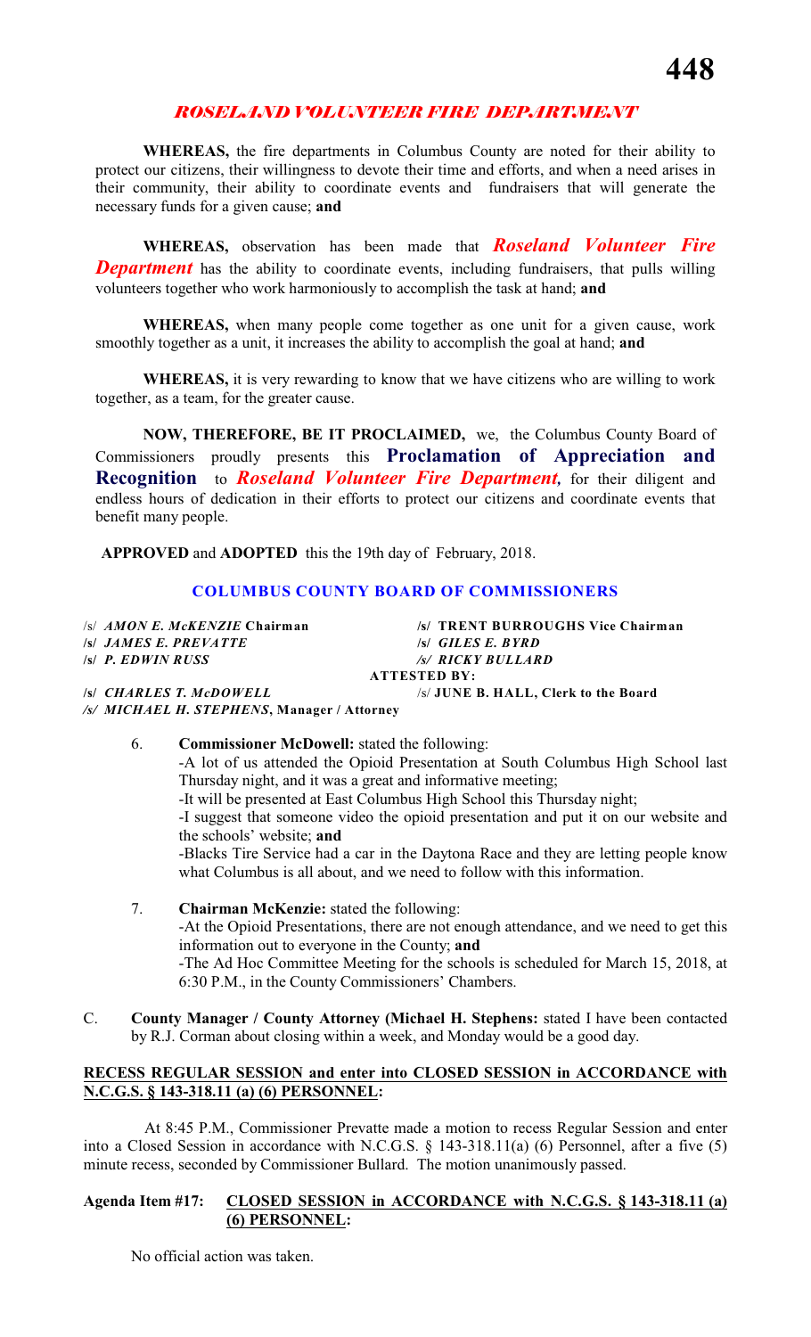## *ROSELAND VOLUNTEER FIRE DEPARTMENT*

**WHEREAS,** the fire departments in Columbus County are noted for their ability to protect our citizens, their willingness to devote their time and efforts, and when a need arises in their community, their ability to coordinate events and fundraisers that will generate the necessary funds for a given cause; **and**

**WHEREAS,** observation has been made that ***Roseland Volunteer Fire Department*** has the ability to coordinate events, including fundraisers, that pulls willing volunteers together who work harmoniously to accomplish the task at hand; **and**

**WHEREAS,** when many people come together as one unit for a given cause, work smoothly together as a unit, it increases the ability to accomplish the goal at hand; **and**

**WHEREAS,** it is very rewarding to know that we have citizens who are willing to work together, as a team, for the greater cause.

**NOW, THEREFORE, BE IT PROCLAIMED,** we, the Columbus County Board of Commissioners proudly presents this **Proclamation of Appreciation and Recognition** to ***Roseland Volunteer Fire Department,*** for their diligent and endless hours of dedication in their efforts to protect our citizens and coordinate events that benefit many people.

**APPROVED** and **ADOPTED** this the 19th day of February, 2018.

**COLUMBUS COUNTY BOARD OF COMMISSIONERS**

/s/ ***AMON E. McKENZIE* Chairman** /s/ **TRENT BURROUGHS Vice Chairman**
/s/ ***JAMES E. PREVATTE*** /s/ ***GILES E. BYRD***
/s/ ***P. EDWIN RUSS*** /s/ ***RICKY BULLARD***

**ATTESTED BY:**

/s/ ***CHARLES T. McDOWELL*** /s/ **JUNE B. HALL, Clerk to the Board**
/s/ ***MICHAEL H. STEPHENS*, Manager / Attorney**

6. **Commissioner McDowell:** stated the following:
   -A lot of us attended the Opioid Presentation at South Columbus High School last Thursday night, and it was a great and informative meeting;
   -It will be presented at East Columbus High School this Thursday night;
   -I suggest that someone video the opioid presentation and put it on our website and the schools' website; **and**
   -Blacks Tire Service had a car in the Daytona Race and they are letting people know what Columbus is all about, and we need to follow with this information.

7. **Chairman McKenzie:** stated the following:
   -At the Opioid Presentations, there are not enough attendance, and we need to get this information out to everyone in the County; **and**
   -The Ad Hoc Committee Meeting for the schools is scheduled for March 15, 2018, at 6:30 P.M., in the County Commissioners' Chambers.

C. **County Manager / County Attorney (Michael H. Stephens:** stated I have been contacted by R.J. Corman about closing within a week, and Monday would be a good day.

**RECESS REGULAR SESSION and enter into CLOSED SESSION in ACCORDANCE with N.C.G.S. § 143-318.11 (a) (6) PERSONNEL:**

At 8:45 P.M., Commissioner Prevatte made a motion to recess Regular Session and enter into a Closed Session in accordance with N.C.G.S. § 143-318.11(a) (6) Personnel, after a five (5) minute recess, seconded by Commissioner Bullard. The motion unanimously passed.

**Agenda Item #17: CLOSED SESSION in ACCORDANCE with N.C.G.S. § 143-318.11 (a) (6) PERSONNEL:**

No official action was taken.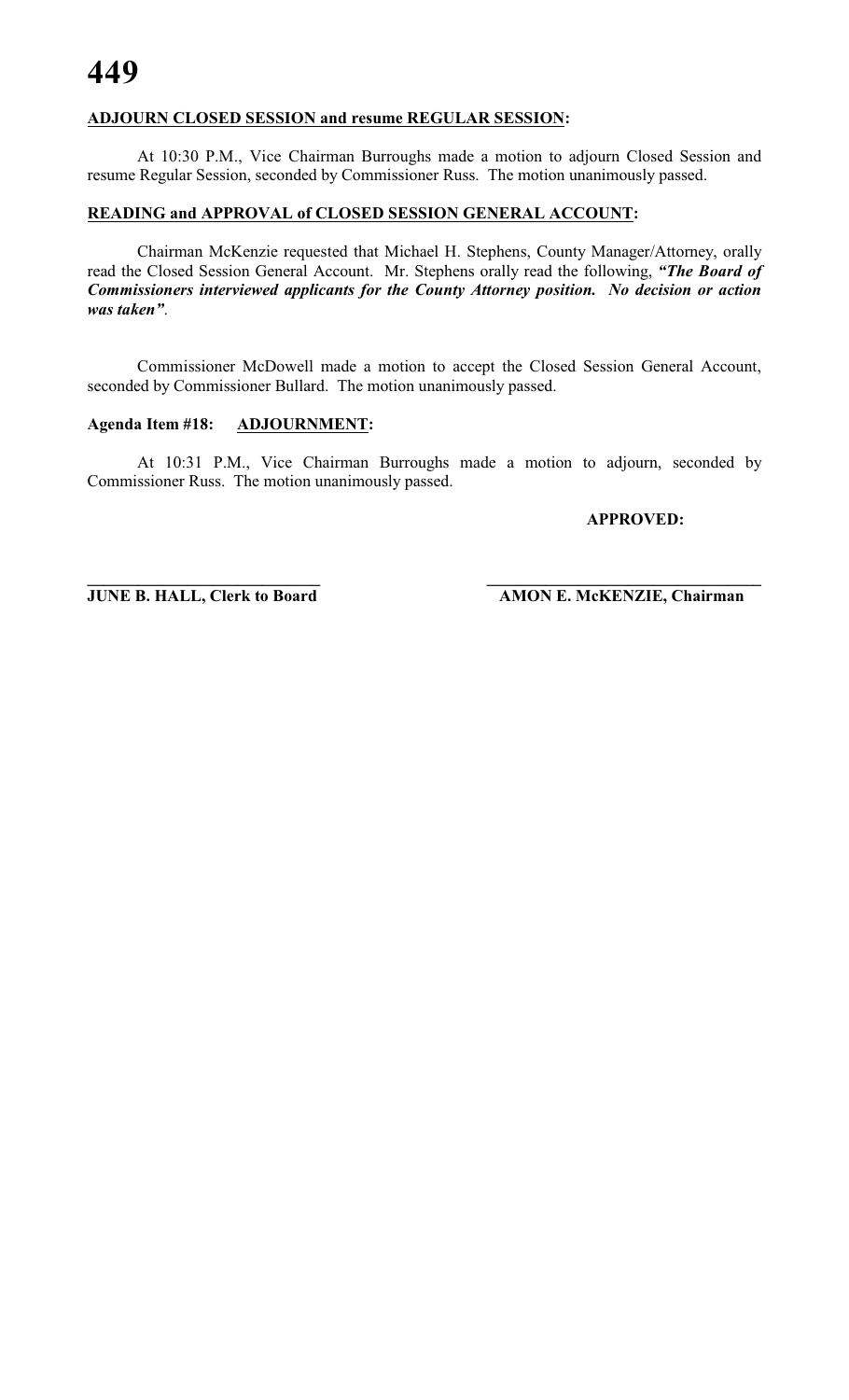**ADJOURN CLOSED SESSION and resume REGULAR SESSION:**

At 10:30 P.M., Vice Chairman Burroughs made a motion to adjourn Closed Session and resume Regular Session, seconded by Commissioner Russ. The motion unanimously passed.

**READING and APPROVAL of CLOSED SESSION GENERAL ACCOUNT:**

Chairman McKenzie requested that Michael H. Stephens, County Manager/Attorney, orally read the Closed Session General Account. Mr. Stephens orally read the following, ***"The Board of Commissioners interviewed applicants for the County Attorney position. No decision or action was taken"***.

Commissioner McDowell made a motion to accept the Closed Session General Account, seconded by Commissioner Bullard. The motion unanimously passed.

**Agenda Item #18: ADJOURNMENT:**

At 10:31 P.M., Vice Chairman Burroughs made a motion to adjourn, seconded by Commissioner Russ. The motion unanimously passed.

**APPROVED:**

**JUNE B. HALL, Clerk to Board** **AMON E. McKENZIE, Chairman**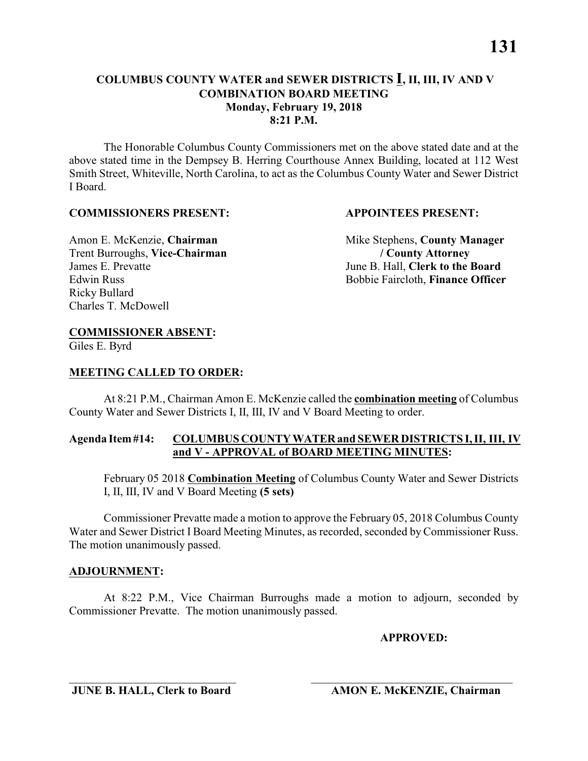**COLUMBUS COUNTY WATER and SEWER DISTRICTS I, II, III, IV AND V**
**COMBINATION BOARD MEETING**
**Monday, February 19, 2018**
**8:21 P.M.**

The Honorable Columbus County Commissioners met on the above stated date and at the above stated time in the Dempsey B. Herring Courthouse Annex Building, located at 112 West Smith Street, Whiteville, North Carolina, to act as the Columbus County Water and Sewer District I Board.

**COMMISSIONERS PRESENT:**

Amon E. McKenzie, **Chairman**
Trent Burroughs, **Vice-Chairman**
James E. Prevatte
Edwin Russ
Ricky Bullard
Charles T. McDowell

**APPOINTEES PRESENT:**

Mike Stephens, **County Manager / County Attorney**
June B. Hall, **Clerk to the Board**
Bobbie Faircloth, **Finance Officer**

**COMMISSIONER ABSENT:**
Giles E. Byrd

**MEETING CALLED TO ORDER:**

At 8:21 P.M., Chairman Amon E. McKenzie called the **combination meeting** of Columbus County Water and Sewer Districts I, II, III, IV and V Board Meeting to order.

**Agenda Item #14: COLUMBUS COUNTY WATER and SEWER DISTRICTS I, II, III, IV and V - APPROVAL of BOARD MEETING MINUTES:**

February 05 2018 **Combination Meeting** of Columbus County Water and Sewer Districts I, II, III, IV and V Board Meeting **(5 sets)**

Commissioner Prevatte made a motion to approve the February 05, 2018 Columbus County Water and Sewer District I Board Meeting Minutes, as recorded, seconded by Commissioner Russ. The motion unanimously passed.

**ADJOURNMENT:**

At 8:22 P.M., Vice Chairman Burroughs made a motion to adjourn, seconded by Commissioner Prevatte. The motion unanimously passed.

**APPROVED:**

\_\_\_\_\_\_\_\_\_\_\_\_\_\_\_\_\_\_\_\_\_\_\_\_\_\_\_\_\_\_
**JUNE B. HALL, Clerk to Board**

\_\_\_\_\_\_\_\_\_\_\_\_\_\_\_\_\_\_\_\_\_\_\_\_\_\_\_\_\_\_
**AMON E. McKENZIE, Chairman**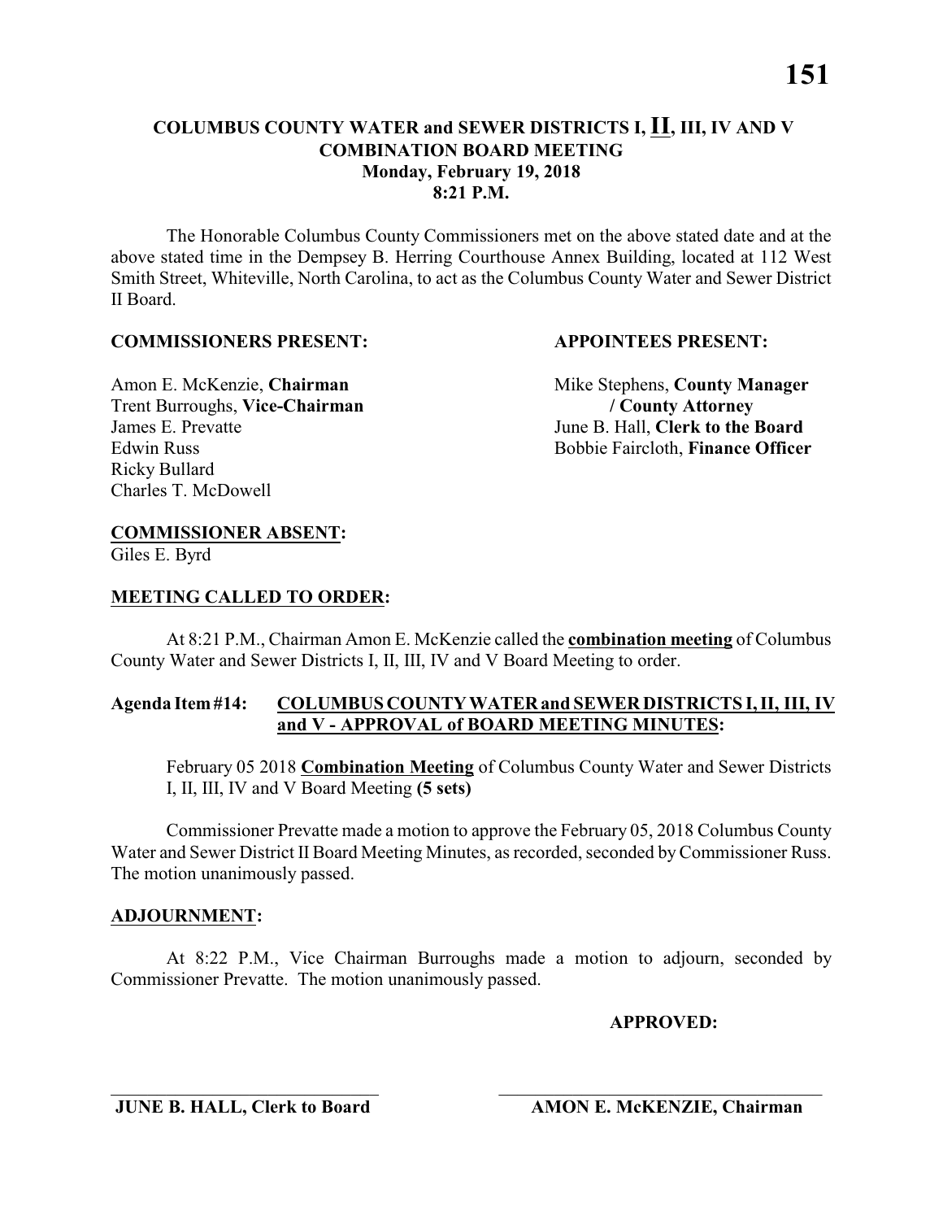# COLUMBUS COUNTY WATER and SEWER DISTRICTS I, II, III, IV AND V COMBINATION BOARD MEETING
## Monday, February 19, 2018
## 8:21 P.M.

The Honorable Columbus County Commissioners met on the above stated date and at the above stated time in the Dempsey B. Herring Courthouse Annex Building, located at 112 West Smith Street, Whiteville, North Carolina, to act as the Columbus County Water and Sewer District II Board.

**COMMISSIONERS PRESENT:**

Amon E. McKenzie, **Chairman**
Trent Burroughs, **Vice-Chairman**
James E. Prevatte
Edwin Russ
Ricky Bullard
Charles T. McDowell

**APPOINTEES PRESENT:**

Mike Stephens, **County Manager / County Attorney**
June B. Hall, **Clerk to the Board**
Bobbie Faircloth, **Finance Officer**

**COMMISSIONER ABSENT:**

Giles E. Byrd

**MEETING CALLED TO ORDER:**

At 8:21 P.M., Chairman Amon E. McKenzie called the **combination meeting** of Columbus County Water and Sewer Districts I, II, III, IV and V Board Meeting to order.

**Agenda Item #14: COLUMBUS COUNTY WATER and SEWER DISTRICTS I, II, III, IV and V - APPROVAL of BOARD MEETING MINUTES:**

February 05 2018 **Combination Meeting** of Columbus County Water and Sewer Districts I, II, III, IV and V Board Meeting **(5 sets)**

Commissioner Prevatte made a motion to approve the February 05, 2018 Columbus County Water and Sewer District II Board Meeting Minutes, as recorded, seconded by Commissioner Russ. The motion unanimously passed.

**ADJOURNMENT:**

At 8:22 P.M., Vice Chairman Burroughs made a motion to adjourn, seconded by Commissioner Prevatte. The motion unanimously passed.

**APPROVED:**

______________________________ 
**JUNE B. HALL, Clerk to Board**

______________________________ 
**AMON E. McKENZIE, Chairman**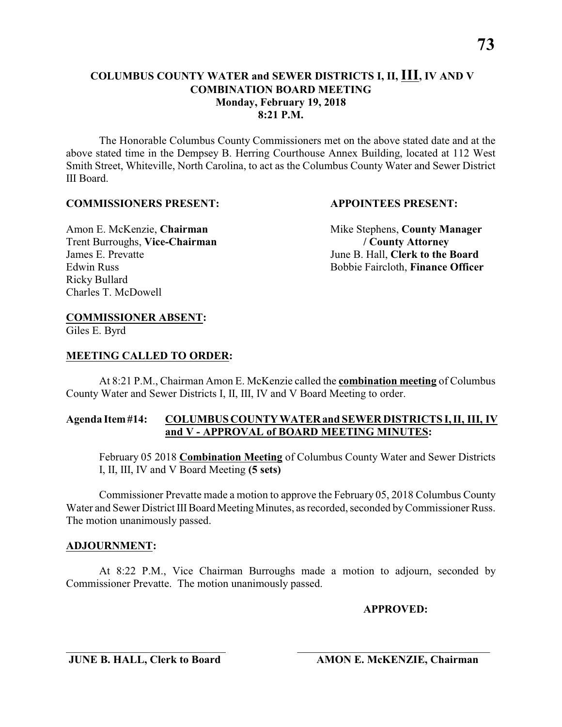**COLUMBUS COUNTY WATER and SEWER DISTRICTS I, II, III, IV AND V**
**COMBINATION BOARD MEETING**
**Monday, February 19, 2018**
**8:21 P.M.**

The Honorable Columbus County Commissioners met on the above stated date and at the above stated time in the Dempsey B. Herring Courthouse Annex Building, located at 112 West Smith Street, Whiteville, North Carolina, to act as the Columbus County Water and Sewer District III Board.

**COMMISSIONERS PRESENT:**

Amon E. McKenzie, **Chairman**
Trent Burroughs, **Vice-Chairman**
James E. Prevatte
Edwin Russ
Ricky Bullard
Charles T. McDowell

**APPOINTEES PRESENT:**

Mike Stephens, **County Manager / County Attorney**
June B. Hall, **Clerk to the Board**
Bobbie Faircloth, **Finance Officer**

**COMMISSIONER ABSENT:**
Giles E. Byrd

**MEETING CALLED TO ORDER:**

At 8:21 P.M., Chairman Amon E. McKenzie called the **combination meeting** of Columbus County Water and Sewer Districts I, II, III, IV and V Board Meeting to order.

**Agenda Item #14: COLUMBUS COUNTY WATER and SEWER DISTRICTS I, II, III, IV and V - APPROVAL of BOARD MEETING MINUTES:**

February 05 2018 **Combination Meeting** of Columbus County Water and Sewer Districts I, II, III, IV and V Board Meeting **(5 sets)**

Commissioner Prevatte made a motion to approve the February 05, 2018 Columbus County Water and Sewer District III Board Meeting Minutes, as recorded, seconded by Commissioner Russ. The motion unanimously passed.

**ADJOURNMENT:**

At 8:22 P.M., Vice Chairman Burroughs made a motion to adjourn, seconded by Commissioner Prevatte. The motion unanimously passed.

**APPROVED:**

\_\_\_\_\_\_\_\_\_\_\_\_\_\_\_\_\_\_\_\_\_\_\_\_\_\_\_\_\_\_ \_\_\_\_\_\_\_\_\_\_\_\_\_\_\_\_\_\_\_\_\_\_\_\_\_\_\_\_\_\_
**JUNE B. HALL, Clerk to Board** **AMON E. McKENZIE, Chairman**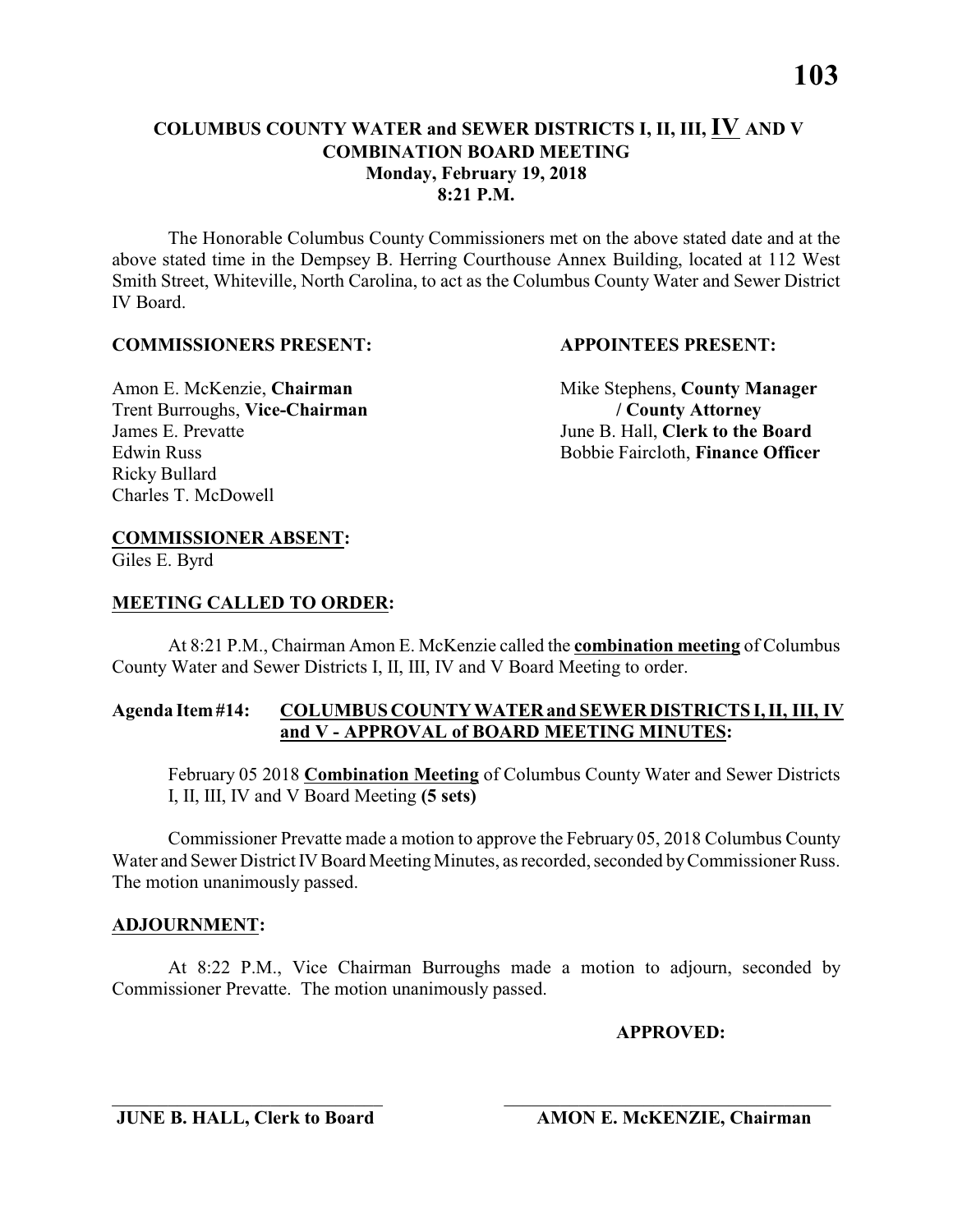**COLUMBUS COUNTY WATER and SEWER DISTRICTS I, II, III, IV AND V**
**COMBINATION BOARD MEETING**
**Monday, February 19, 2018**
**8:21 P.M.**

The Honorable Columbus County Commissioners met on the above stated date and at the above stated time in the Dempsey B. Herring Courthouse Annex Building, located at 112 West Smith Street, Whiteville, North Carolina, to act as the Columbus County Water and Sewer District IV Board.

**COMMISSIONERS PRESENT:**

Amon E. McKenzie, **Chairman**
Trent Burroughs, **Vice-Chairman**
James E. Prevatte
Edwin Russ
Ricky Bullard
Charles T. McDowell

**APPOINTEES PRESENT:**

Mike Stephens, **County Manager / County Attorney**
June B. Hall, **Clerk to the Board**
Bobbie Faircloth, **Finance Officer**

**COMMISSIONER ABSENT:**
Giles E. Byrd

**MEETING CALLED TO ORDER:**

At 8:21 P.M., Chairman Amon E. McKenzie called the **combination meeting** of Columbus County Water and Sewer Districts I, II, III, IV and V Board Meeting to order.

**Agenda Item #14: COLUMBUS COUNTY WATER and SEWER DISTRICTS I, II, III, IV and V - APPROVAL of BOARD MEETING MINUTES:**

February 05 2018 **Combination Meeting** of Columbus County Water and Sewer Districts I, II, III, IV and V Board Meeting **(5 sets)**

Commissioner Prevatte made a motion to approve the February 05, 2018 Columbus County Water and Sewer District IV Board Meeting Minutes, as recorded, seconded by Commissioner Russ. The motion unanimously passed.

**ADJOURNMENT:**

At 8:22 P.M., Vice Chairman Burroughs made a motion to adjourn, seconded by Commissioner Prevatte. The motion unanimously passed.

**APPROVED:**

______________________________
**JUNE B. HALL, Clerk to Board**

______________________________
**AMON E. McKENZIE, Chairman**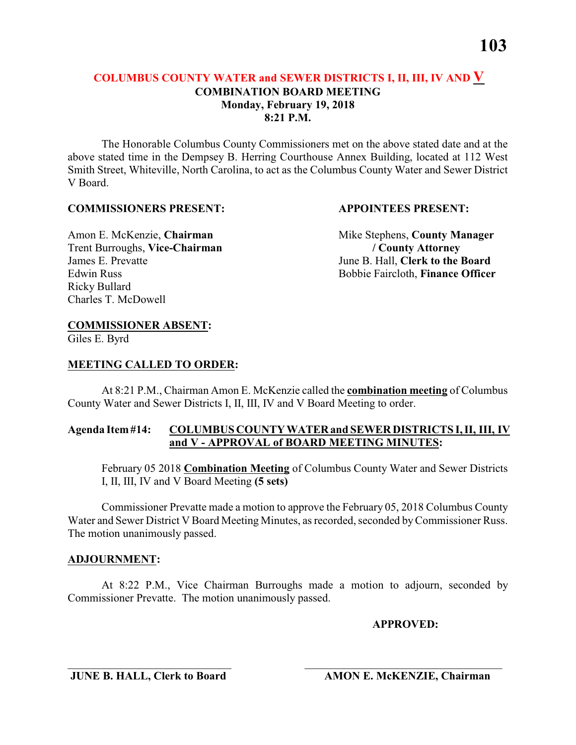## COLUMBUS COUNTY WATER and SEWER DISTRICTS I, II, III, IV AND V

### COMBINATION BOARD MEETING
### Monday, February 19, 2018
### 8:21 P.M.

The Honorable Columbus County Commissioners met on the above stated date and at the above stated time in the Dempsey B. Herring Courthouse Annex Building, located at 112 West Smith Street, Whiteville, North Carolina, to act as the Columbus County Water and Sewer District V Board.

**COMMISSIONERS PRESENT:**

Amon E. McKenzie, **Chairman**
Trent Burroughs, **Vice-Chairman**
James E. Prevatte
Edwin Russ
Ricky Bullard
Charles T. McDowell

**APPOINTEES PRESENT:**

Mike Stephens, **County Manager / County Attorney**
June B. Hall, **Clerk to the Board**
Bobbie Faircloth, **Finance Officer**

**COMMISSIONER ABSENT:**

Giles E. Byrd

**MEETING CALLED TO ORDER:**

At 8:21 P.M., Chairman Amon E. McKenzie called the **combination meeting** of Columbus County Water and Sewer Districts I, II, III, IV and V Board Meeting to order.

**Agenda Item #14: COLUMBUS COUNTY WATER and SEWER DISTRICTS I, II, III, IV and V - APPROVAL of BOARD MEETING MINUTES:**

February 05 2018 **Combination Meeting** of Columbus County Water and Sewer Districts I, II, III, IV and V Board Meeting **(5 sets)**

Commissioner Prevatte made a motion to approve the February 05, 2018 Columbus County Water and Sewer District V Board Meeting Minutes, as recorded, seconded by Commissioner Russ. The motion unanimously passed.

**ADJOURNMENT:**

At 8:22 P.M., Vice Chairman Burroughs made a motion to adjourn, seconded by Commissioner Prevatte. The motion unanimously passed.

**APPROVED:**

______________________________ ______________________________

**JUNE B. HALL, Clerk to Board** **AMON E. McKENZIE, Chairman**